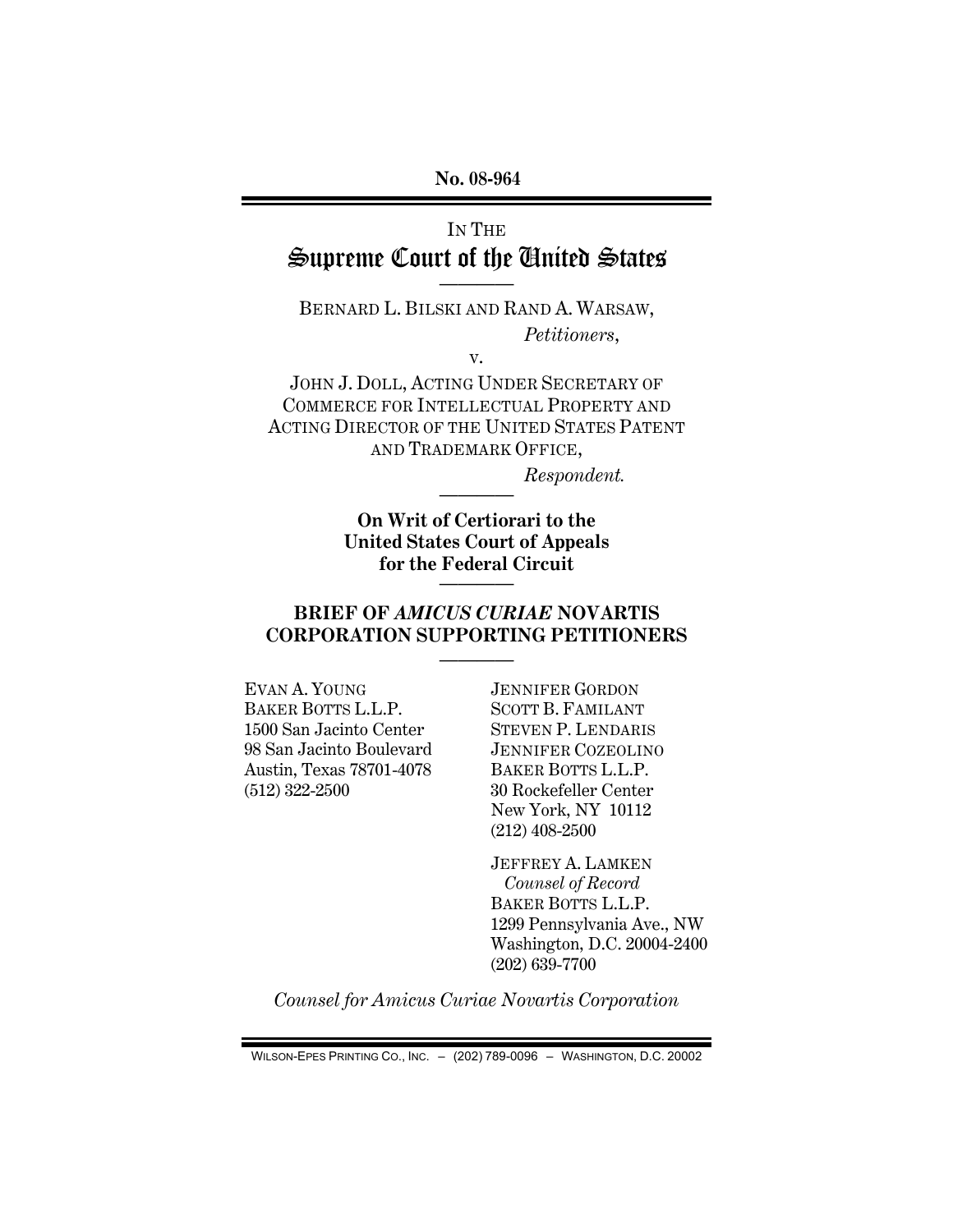**No. 08-964**

IN THE

# Supreme Court of the United States

---

BERNARD L. BILSKI AND RAND A. WARSAW,

*Petitioners*,

v.

JOHN J. DOLL, ACTING UNDER SECRETARY OF COMMERCE FOR INTELLECTUAL PROPERTY AND ACTING DIRECTOR OF THE UNITED STATES PATENT AND TRADEMARK OFFICE,

*Respondent.*

---

**On Writ of Certiorari to the United States Court of Appeals for the Federal Circuit**

---

## BRIEF OF *AMICUS CURIAE* NOVARTIS CORPORATION SUPPORTING PETITIONERS

---

EVAN A. YOUNG
BAKER BOTTS L.L.P.
1500 San Jacinto Center
98 San Jacinto Boulevard
Austin, Texas 78701-4078
(512) 322-2500

JENNIFER GORDON
SCOTT B. FAMILANT
STEVEN P. LENDARIS
JENNIFER COZEOLINO
BAKER BOTTS L.L.P.
30 Rockefeller Center
New York, NY 10112
(212) 408-2500

JEFFREY A. LAMKEN
*Counsel of Record*
BAKER BOTTS L.L.P.
1299 Pennsylvania Ave., NW
Washington, D.C. 20004-2400
(202) 639-7700

*Counsel for Amicus Curiae Novartis Corporation*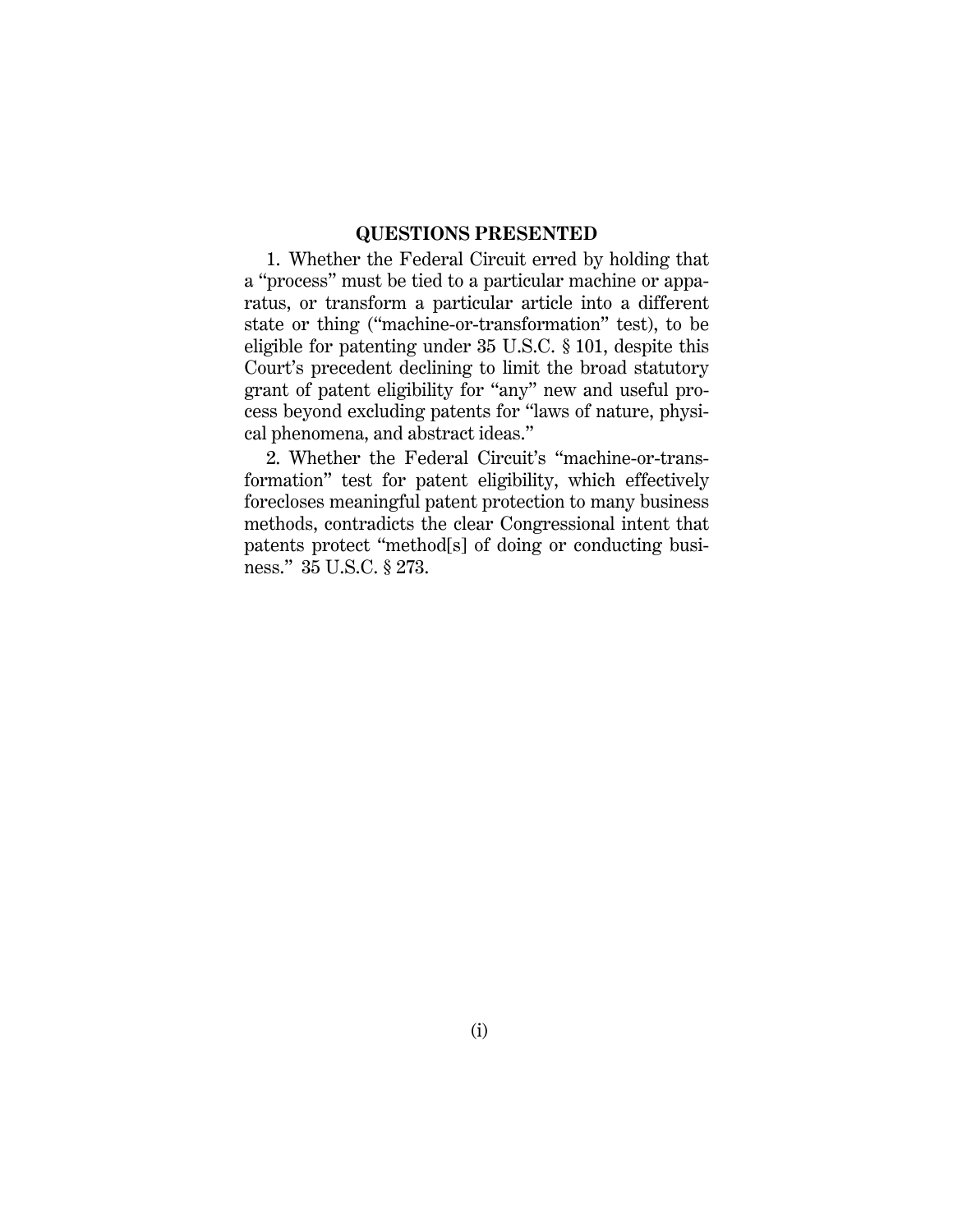## QUESTIONS PRESENTED

1. Whether the Federal Circuit erred by holding that a "process" must be tied to a particular machine or apparatus, or transform a particular article into a different state or thing ("machine-or-transformation" test), to be eligible for patenting under 35 U.S.C. § 101, despite this Court's precedent declining to limit the broad statutory grant of patent eligibility for "any" new and useful process beyond excluding patents for "laws of nature, physical phenomena, and abstract ideas."

2. Whether the Federal Circuit's "machine-or-transformation" test for patent eligibility, which effectively forecloses meaningful patent protection to many business methods, contradicts the clear Congressional intent that patents protect "method[s] of doing or conducting business." 35 U.S.C. § 273.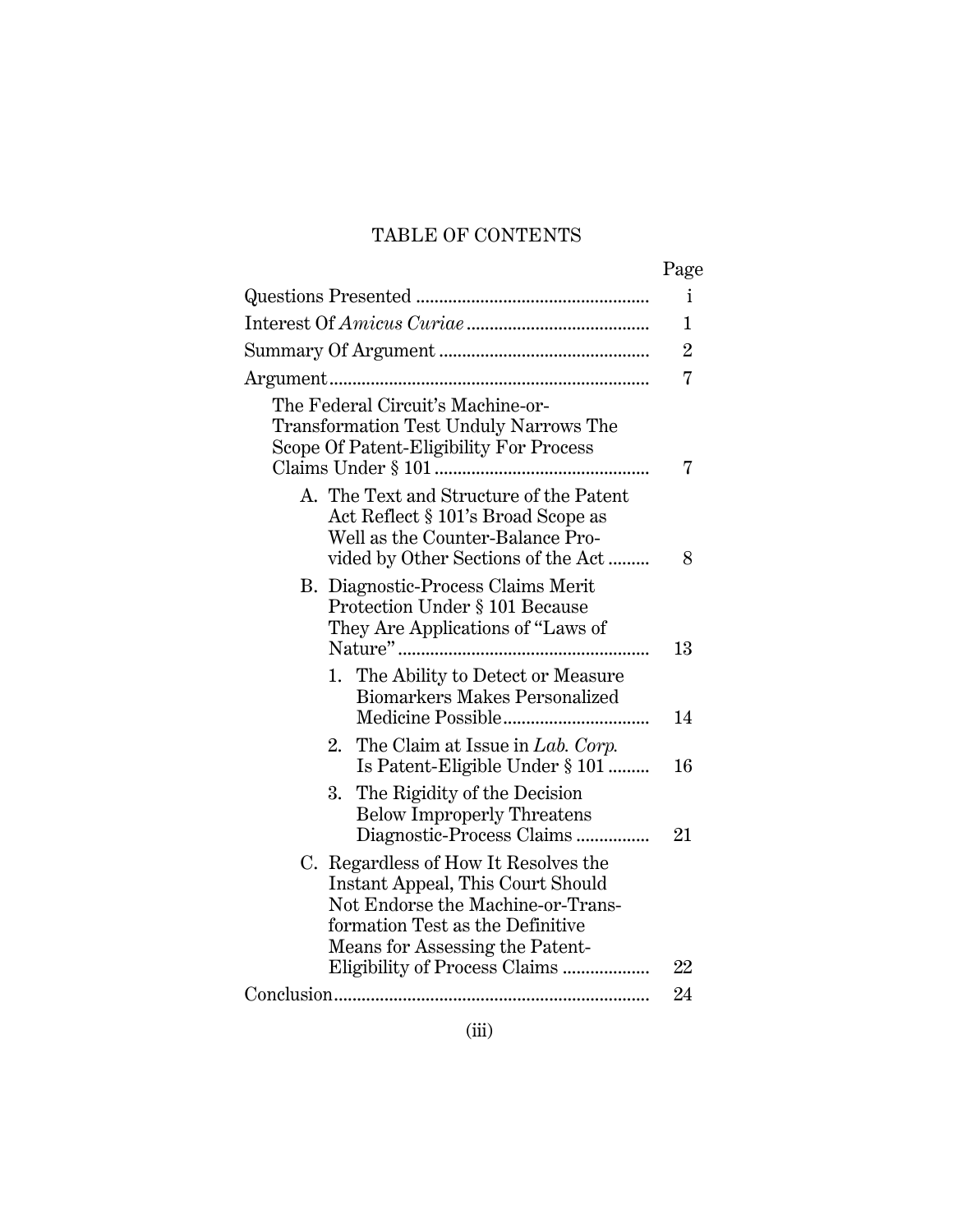# TABLE OF CONTENTS

| | Page |
|---|---|
| Questions Presented | i |
| Interest Of *Amicus Curiae* | 1 |
| Summary Of Argument | 2 |
| Argument | 7 |
| The Federal Circuit's Machine-or-Transformation Test Unduly Narrows The Scope Of Patent-Eligibility For Process Claims Under § 101 | 7 |
| A. The Text and Structure of the Patent Act Reflect § 101's Broad Scope as Well as the Counter-Balance Provided by Other Sections of the Act | 8 |
| B. Diagnostic-Process Claims Merit Protection Under § 101 Because They Are Applications of "Laws of Nature" | 13 |
| 1. The Ability to Detect or Measure Biomarkers Makes Personalized Medicine Possible | 14 |
| 2. The Claim at Issue in *Lab. Corp.* Is Patent-Eligible Under § 101 | 16 |
| 3. The Rigidity of the Decision Below Improperly Threatens Diagnostic-Process Claims | 21 |
| C. Regardless of How It Resolves the Instant Appeal, This Court Should Not Endorse the Machine-or-Transformation Test as the Definitive Means for Assessing the Patent-Eligibility of Process Claims | 22 |
| Conclusion | 24 |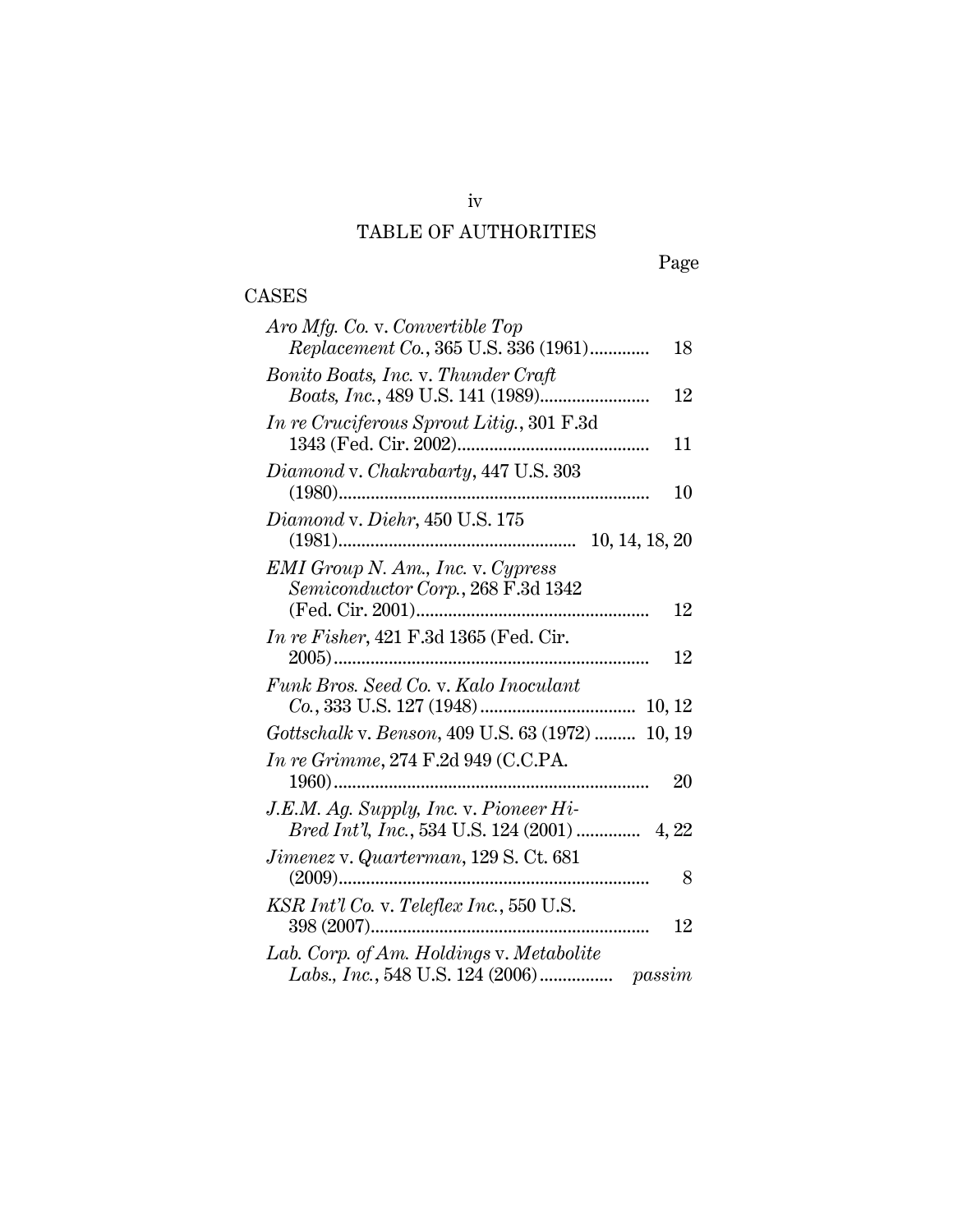# TABLE OF AUTHORITIES

Page

## CASES

*Aro Mfg. Co.* v. *Convertible Top Replacement Co.*, 365 U.S. 336 (1961)............. 18

*Bonito Boats, Inc.* v. *Thunder Craft Boats, Inc.*, 489 U.S. 141 (1989)........................ 12

*In re Cruciferous Sprout Litig.*, 301 F.3d 1343 (Fed. Cir. 2002).......................................... 11

*Diamond* v. *Chakrabarty*, 447 U.S. 303 (1980).................................................................... 10

*Diamond* v. *Diehr*, 450 U.S. 175 (1981)................................................... 10, 14, 18, 20

*EMI Group N. Am., Inc.* v. *Cypress Semiconductor Corp.*, 268 F.3d 1342 (Fed. Cir. 2001).................................................. 12

*In re Fisher*, 421 F.3d 1365 (Fed. Cir. 2005).................................................................... 12

*Funk Bros. Seed Co.* v. *Kalo Inoculant Co.*, 333 U.S. 127 (1948).................................. 10, 12

*Gottschalk* v. *Benson*, 409 U.S. 63 (1972) ......... 10, 19

*In re Grimme*, 274 F.2d 949 (C.C.PA. 1960).................................................................... 20

*J.E.M. Ag. Supply, Inc.* v. *Pioneer Hi-Bred Int'l, Inc.*, 534 U.S. 124 (2001) .............. 4, 22

*Jimenez* v. *Quarterman*, 129 S. Ct. 681 (2009).................................................................... 8

*KSR Int'l Co.* v. *Teleflex Inc.*, 550 U.S. 398 (2007)............................................................. 12

*Lab. Corp. of Am. Holdings* v. *Metabolite Labs., Inc.*, 548 U.S. 124 (2006)................ *passim*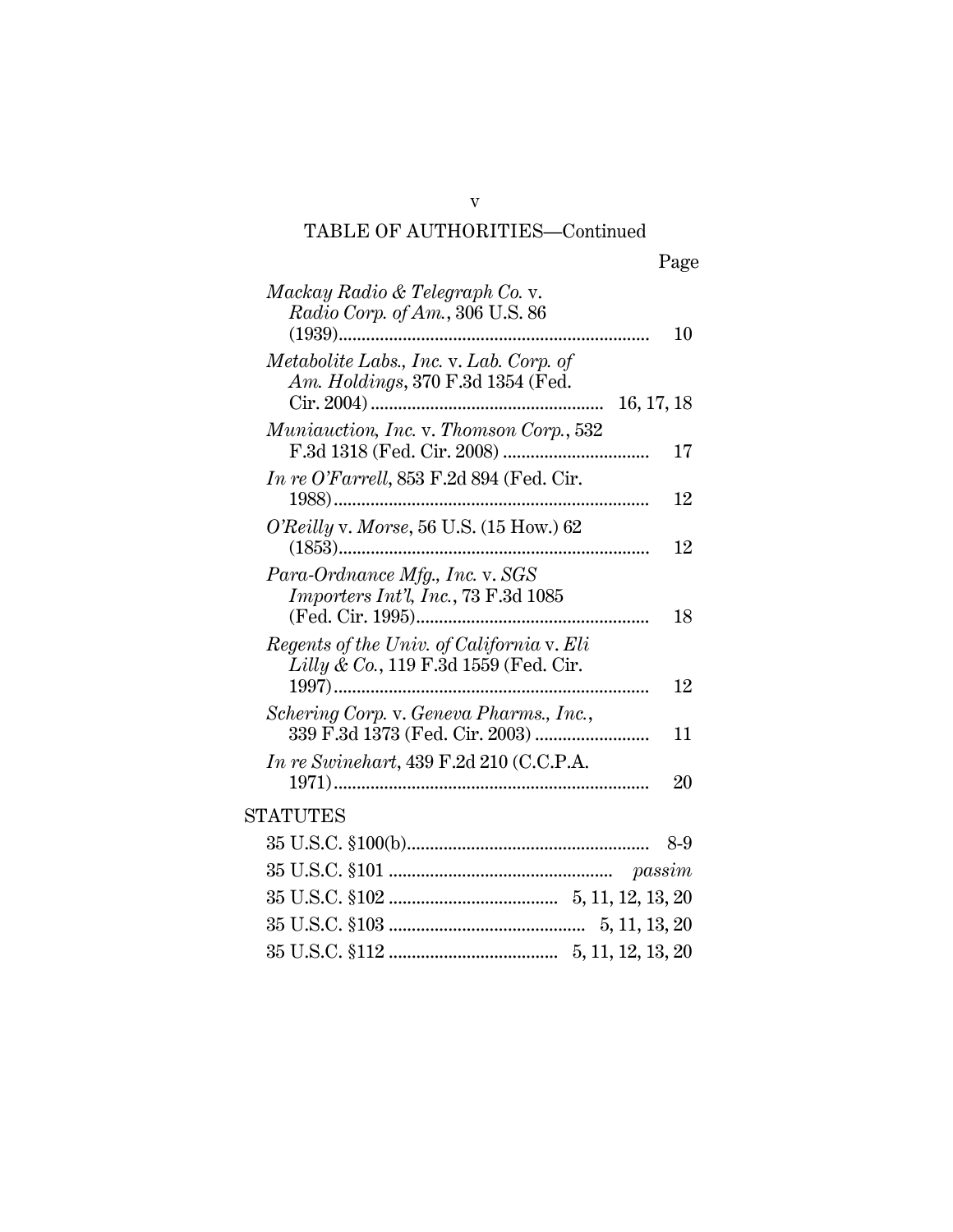## TABLE OF AUTHORITIES—Continued

| | Page |
|---|---|
| *Mackay Radio & Telegraph Co.* v. *Radio Corp. of Am.*, 306 U.S. 86 (1939) | 10 |
| *Metabolite Labs., Inc.* v. *Lab. Corp. of Am. Holdings*, 370 F.3d 1354 (Fed. Cir. 2004) | 16, 17, 18 |
| *Muniauction, Inc.* v. *Thomson Corp.*, 532 F.3d 1318 (Fed. Cir. 2008) | 17 |
| *In re O'Farrell*, 853 F.2d 894 (Fed. Cir. 1988) | 12 |
| *O'Reilly* v. *Morse*, 56 U.S. (15 How.) 62 (1853) | 12 |
| *Para-Ordnance Mfg., Inc.* v. *SGS Importers Int'l, Inc.*, 73 F.3d 1085 (Fed. Cir. 1995) | 18 |
| *Regents of the Univ. of California* v. *Eli Lilly & Co.*, 119 F.3d 1559 (Fed. Cir. 1997) | 12 |
| *Schering Corp.* v. *Geneva Pharms., Inc.*, 339 F.3d 1373 (Fed. Cir. 2003) | 11 |
| *In re Swinehart*, 439 F.2d 210 (C.C.P.A. 1971) | 20 |

STATUTES

| | |
|---|---|
| 35 U.S.C. §100(b) | 8-9 |
| 35 U.S.C. §101 | *passim* |
| 35 U.S.C. §102 | 5, 11, 12, 13, 20 |
| 35 U.S.C. §103 | 5, 11, 13, 20 |
| 35 U.S.C. §112 | 5, 11, 12, 13, 20 |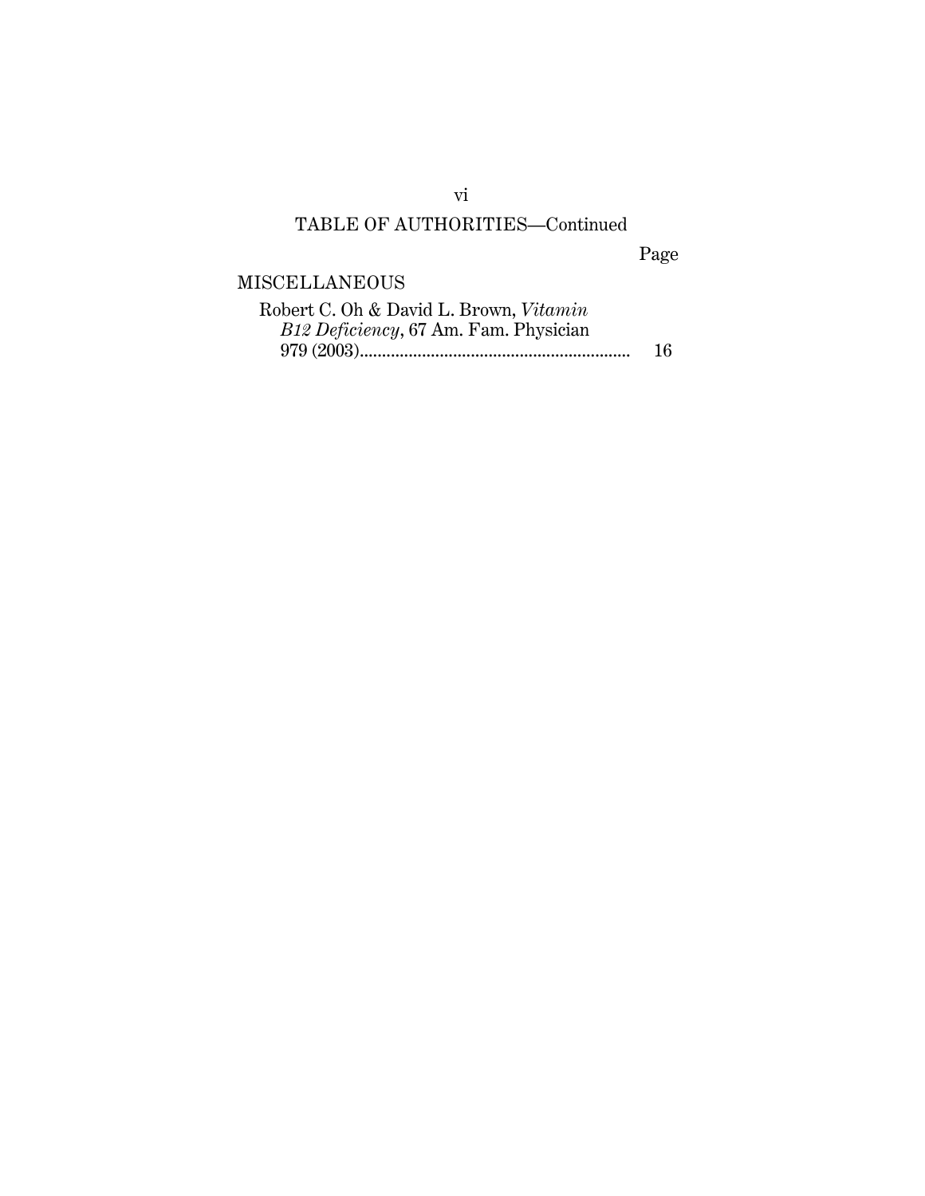## TABLE OF AUTHORITIES—Continued

| | Page |
|---|---|
| **MISCELLANEOUS** | |
| Robert C. Oh & David L. Brown, *Vitamin B12 Deficiency*, 67 Am. Fam. Physician 979 (2003) | 16 |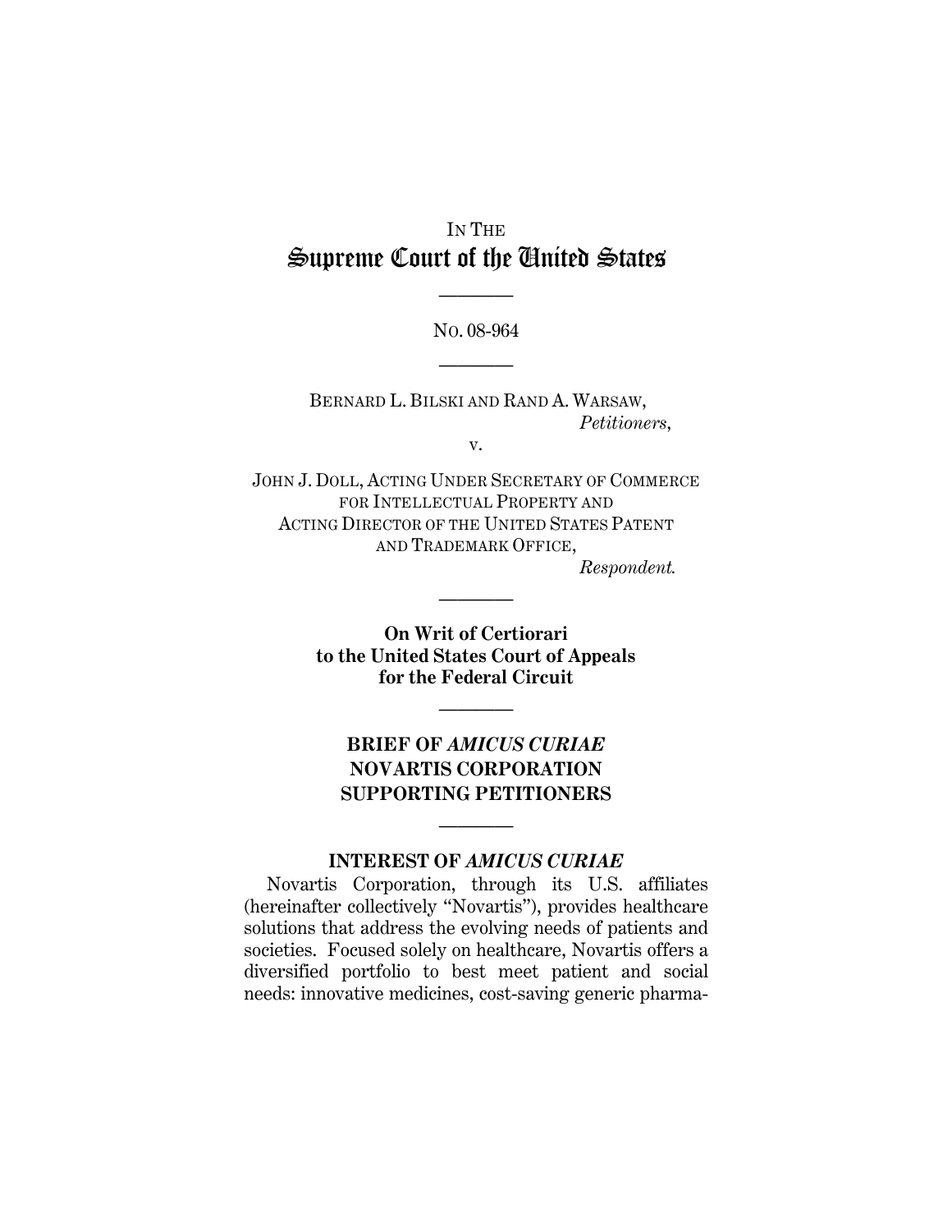IN THE

# Supreme Court of the United States

---

NO. 08-964

---

BERNARD L. BILSKI AND RAND A. WARSAW,
*Petitioners*,

v.

JOHN J. DOLL, ACTING UNDER SECRETARY OF COMMERCE FOR INTELLECTUAL PROPERTY AND ACTING DIRECTOR OF THE UNITED STATES PATENT AND TRADEMARK OFFICE,
*Respondent.*

---

**On Writ of Certiorari to the United States Court of Appeals for the Federal Circuit**

---

**BRIEF OF *AMICUS CURIAE* NOVARTIS CORPORATION SUPPORTING PETITIONERS**

---

## INTEREST OF *AMICUS CURIAE*

Novartis Corporation, through its U.S. affiliates (hereinafter collectively "Novartis"), provides healthcare solutions that address the evolving needs of patients and societies. Focused solely on healthcare, Novartis offers a diversified portfolio to best meet patient and social needs: innovative medicines, cost-saving generic pharma-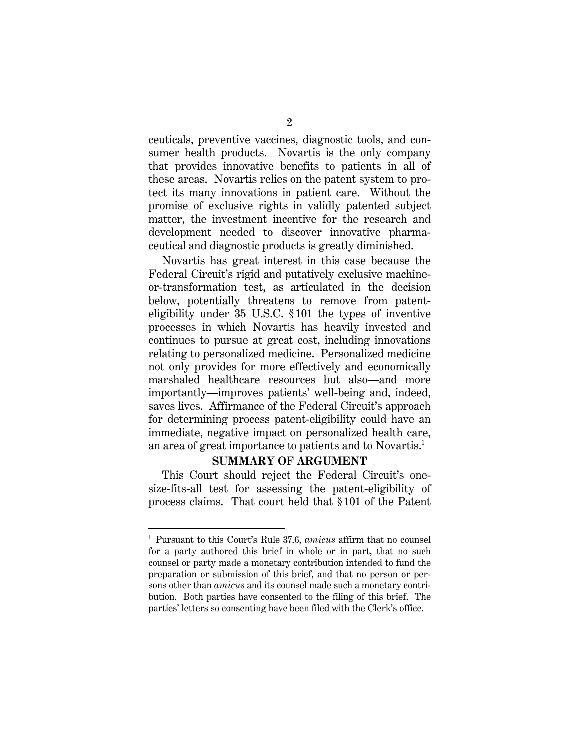ceuticals, preventive vaccines, diagnostic tools, and consumer health products. Novartis is the only company that provides innovative benefits to patients in all of these areas. Novartis relies on the patent system to protect its many innovations in patient care. Without the promise of exclusive rights in validly patented subject matter, the investment incentive for the research and development needed to discover innovative pharmaceutical and diagnostic products is greatly diminished.

Novartis has great interest in this case because the Federal Circuit's rigid and putatively exclusive machine-or-transformation test, as articulated in the decision below, potentially threatens to remove from patent-eligibility under 35 U.S.C. § 101 the types of inventive processes in which Novartis has heavily invested and continues to pursue at great cost, including innovations relating to personalized medicine. Personalized medicine not only provides for more effectively and economically marshaled healthcare resources but also—and more importantly—improves patients' well-being and, indeed, saves lives. Affirmance of the Federal Circuit's approach for determining process patent-eligibility could have an immediate, negative impact on personalized health care, an area of great importance to patients and to Novartis.[1]

## SUMMARY OF ARGUMENT

This Court should reject the Federal Circuit's one-size-fits-all test for assessing the patent-eligibility of process claims. That court held that § 101 of the Patent

---

[1] Pursuant to this Court's Rule 37.6, *amicus* affirm that no counsel for a party authored this brief in whole or in part, that no such counsel or party made a monetary contribution intended to fund the preparation or submission of this brief, and that no person or persons other than *amicus* and its counsel made such a monetary contribution. Both parties have consented to the filing of this brief. The parties' letters so consenting have been filed with the Clerk's office.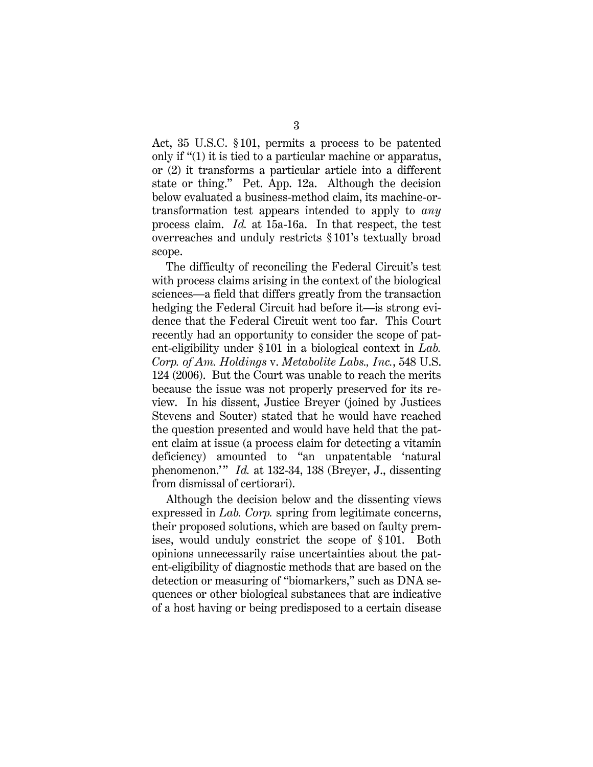Act, 35 U.S.C. § 101, permits a process to be patented only if "(1) it is tied to a particular machine or apparatus, or (2) it transforms a particular article into a different state or thing." Pet. App. 12a. Although the decision below evaluated a business-method claim, its machine-or-transformation test appears intended to apply to *any* process claim. *Id.* at 15a-16a. In that respect, the test overreaches and unduly restricts § 101's textually broad scope.

The difficulty of reconciling the Federal Circuit's test with process claims arising in the context of the biological sciences—a field that differs greatly from the transaction hedging the Federal Circuit had before it—is strong evidence that the Federal Circuit went too far. This Court recently had an opportunity to consider the scope of patent-eligibility under § 101 in a biological context in *Lab. Corp. of Am. Holdings* v. *Metabolite Labs., Inc.*, 548 U.S. 124 (2006). But the Court was unable to reach the merits because the issue was not properly preserved for its review. In his dissent, Justice Breyer (joined by Justices Stevens and Souter) stated that he would have reached the question presented and would have held that the patent claim at issue (a process claim for detecting a vitamin deficiency) amounted to "an unpatentable 'natural phenomenon.'" *Id.* at 132-34, 138 (Breyer, J., dissenting from dismissal of certiorari).

Although the decision below and the dissenting views expressed in *Lab. Corp.* spring from legitimate concerns, their proposed solutions, which are based on faulty premises, would unduly constrict the scope of § 101. Both opinions unnecessarily raise uncertainties about the patent-eligibility of diagnostic methods that are based on the detection or measuring of "biomarkers," such as DNA sequences or other biological substances that are indicative of a host having or being predisposed to a certain disease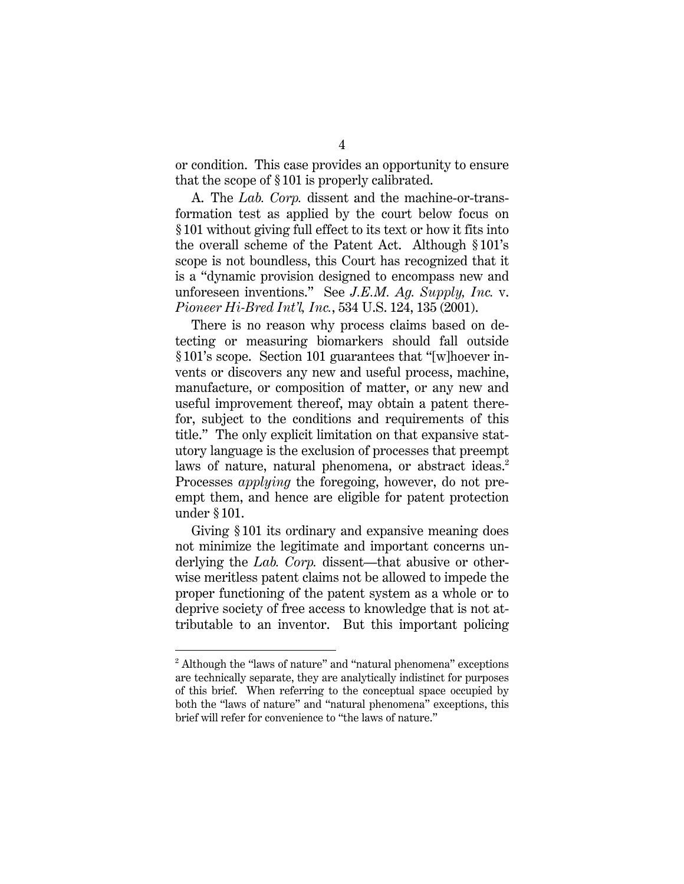or condition. This case provides an opportunity to ensure that the scope of § 101 is properly calibrated.

A. The *Lab. Corp.* dissent and the machine-or-transformation test as applied by the court below focus on § 101 without giving full effect to its text or how it fits into the overall scheme of the Patent Act. Although § 101's scope is not boundless, this Court has recognized that it is a "dynamic provision designed to encompass new and unforeseen inventions." See *J.E.M. Ag. Supply, Inc.* v. *Pioneer Hi-Bred Int'l, Inc.*, 534 U.S. 124, 135 (2001).

There is no reason why process claims based on detecting or measuring biomarkers should fall outside § 101's scope. Section 101 guarantees that "[w]hoever invents or discovers any new and useful process, machine, manufacture, or composition of matter, or any new and useful improvement thereof, may obtain a patent therefor, subject to the conditions and requirements of this title." The only explicit limitation on that expansive statutory language is the exclusion of processes that preempt laws of nature, natural phenomena, or abstract ideas.[2] Processes *applying* the foregoing, however, do not preempt them, and hence are eligible for patent protection under § 101.

Giving § 101 its ordinary and expansive meaning does not minimize the legitimate and important concerns underlying the *Lab. Corp.* dissent—that abusive or otherwise meritless patent claims not be allowed to impede the proper functioning of the patent system as a whole or to deprive society of free access to knowledge that is not attributable to an inventor. But this important policing

---

[2] Although the "laws of nature" and "natural phenomena" exceptions are technically separate, they are analytically indistinct for purposes of this brief. When referring to the conceptual space occupied by both the "laws of nature" and "natural phenomena" exceptions, this brief will refer for convenience to "the laws of nature."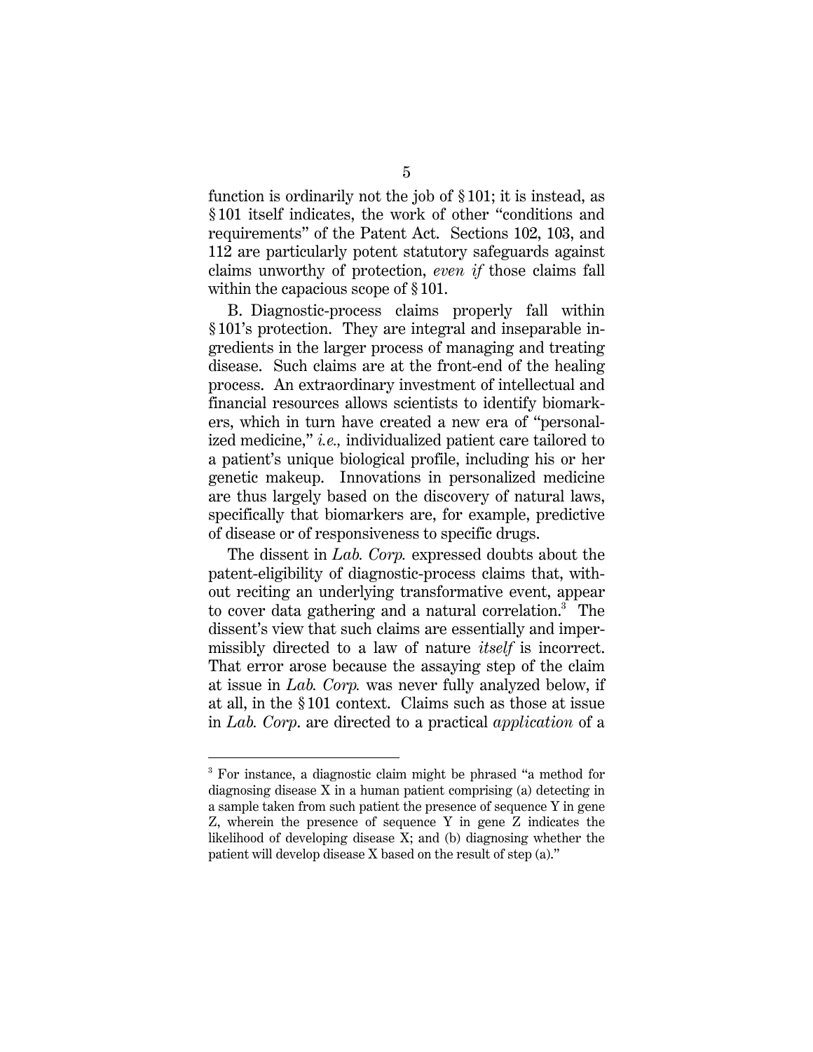function is ordinarily not the job of § 101; it is instead, as § 101 itself indicates, the work of other "conditions and requirements" of the Patent Act. Sections 102, 103, and 112 are particularly potent statutory safeguards against claims unworthy of protection, *even if* those claims fall within the capacious scope of § 101.

B. Diagnostic-process claims properly fall within § 101's protection. They are integral and inseparable ingredients in the larger process of managing and treating disease. Such claims are at the front-end of the healing process. An extraordinary investment of intellectual and financial resources allows scientists to identify biomarkers, which in turn have created a new era of "personalized medicine," *i.e.,* individualized patient care tailored to a patient's unique biological profile, including his or her genetic makeup. Innovations in personalized medicine are thus largely based on the discovery of natural laws, specifically that biomarkers are, for example, predictive of disease or of responsiveness to specific drugs.

The dissent in *Lab. Corp.* expressed doubts about the patent-eligibility of diagnostic-process claims that, without reciting an underlying transformative event, appear to cover data gathering and a natural correlation.[3] The dissent's view that such claims are essentially and impermissibly directed to a law of nature *itself* is incorrect. That error arose because the assaying step of the claim at issue in *Lab. Corp.* was never fully analyzed below, if at all, in the § 101 context. Claims such as those at issue in *Lab. Corp*. are directed to a practical *application* of a

---

[3] For instance, a diagnostic claim might be phrased "a method for diagnosing disease X in a human patient comprising (a) detecting in a sample taken from such patient the presence of sequence Y in gene Z, wherein the presence of sequence Y in gene Z indicates the likelihood of developing disease X; and (b) diagnosing whether the patient will develop disease X based on the result of step (a)."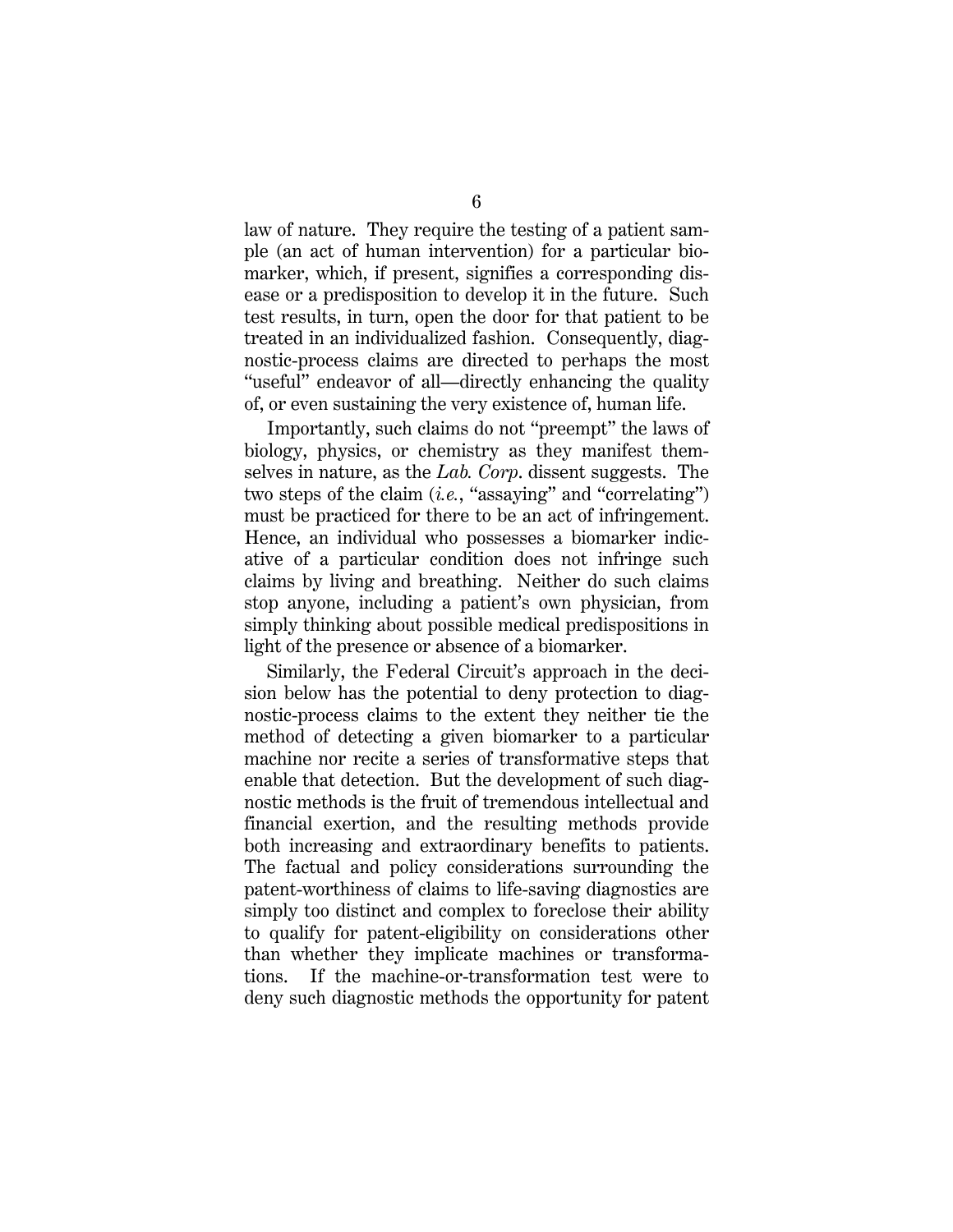law of nature. They require the testing of a patient sample (an act of human intervention) for a particular biomarker, which, if present, signifies a corresponding disease or a predisposition to develop it in the future. Such test results, in turn, open the door for that patient to be treated in an individualized fashion. Consequently, diagnostic-process claims are directed to perhaps the most "useful" endeavor of all—directly enhancing the quality of, or even sustaining the very existence of, human life.

Importantly, such claims do not "preempt" the laws of biology, physics, or chemistry as they manifest themselves in nature, as the *Lab. Corp.* dissent suggests. The two steps of the claim (*i.e.*, "assaying" and "correlating") must be practiced for there to be an act of infringement. Hence, an individual who possesses a biomarker indicative of a particular condition does not infringe such claims by living and breathing. Neither do such claims stop anyone, including a patient's own physician, from simply thinking about possible medical predispositions in light of the presence or absence of a biomarker.

Similarly, the Federal Circuit's approach in the decision below has the potential to deny protection to diagnostic-process claims to the extent they neither tie the method of detecting a given biomarker to a particular machine nor recite a series of transformative steps that enable that detection. But the development of such diagnostic methods is the fruit of tremendous intellectual and financial exertion, and the resulting methods provide both increasing and extraordinary benefits to patients. The factual and policy considerations surrounding the patent-worthiness of claims to life-saving diagnostics are simply too distinct and complex to foreclose their ability to qualify for patent-eligibility on considerations other than whether they implicate machines or transformations. If the machine-or-transformation test were to deny such diagnostic methods the opportunity for patent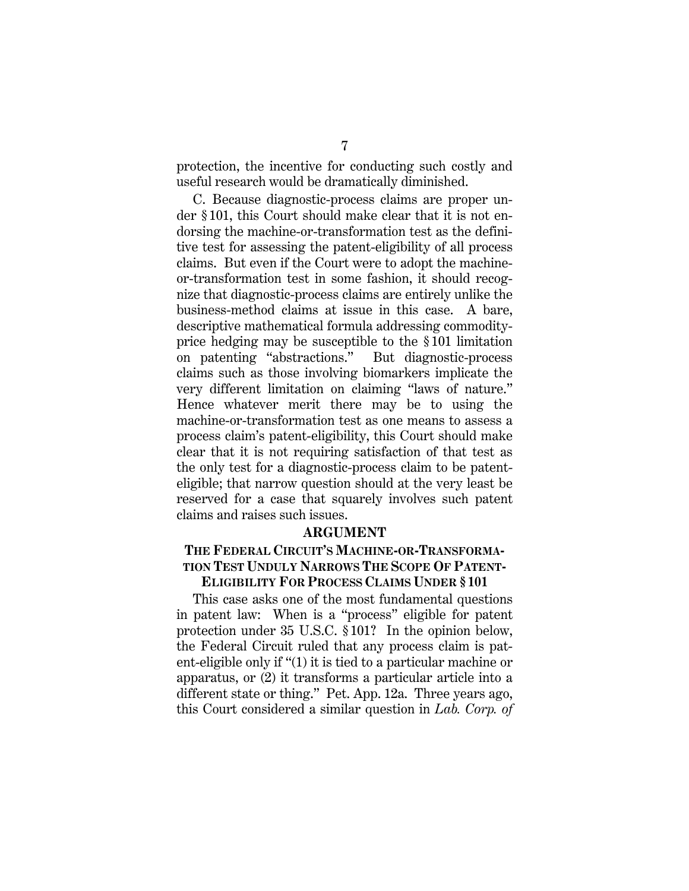protection, the incentive for conducting such costly and useful research would be dramatically diminished.

C. Because diagnostic-process claims are proper under § 101, this Court should make clear that it is not endorsing the machine-or-transformation test as the definitive test for assessing the patent-eligibility of all process claims. But even if the Court were to adopt the machine-or-transformation test in some fashion, it should recognize that diagnostic-process claims are entirely unlike the business-method claims at issue in this case. A bare, descriptive mathematical formula addressing commodity-price hedging may be susceptible to the § 101 limitation on patenting "abstractions." But diagnostic-process claims such as those involving biomarkers implicate the very different limitation on claiming "laws of nature." Hence whatever merit there may be to using the machine-or-transformation test as one means to assess a process claim's patent-eligibility, this Court should make clear that it is not requiring satisfaction of that test as the only test for a diagnostic-process claim to be patent-eligible; that narrow question should at the very least be reserved for a case that squarely involves such patent claims and raises such issues.

## ARGUMENT

### THE FEDERAL CIRCUIT'S MACHINE-OR-TRANSFORMATION TEST UNDULY NARROWS THE SCOPE OF PATENT-ELIGIBILITY FOR PROCESS CLAIMS UNDER § 101

This case asks one of the most fundamental questions in patent law: When is a "process" eligible for patent protection under 35 U.S.C. § 101? In the opinion below, the Federal Circuit ruled that any process claim is patent-eligible only if "(1) it is tied to a particular machine or apparatus, or (2) it transforms a particular article into a different state or thing." Pet. App. 12a. Three years ago, this Court considered a similar question in *Lab. Corp. of*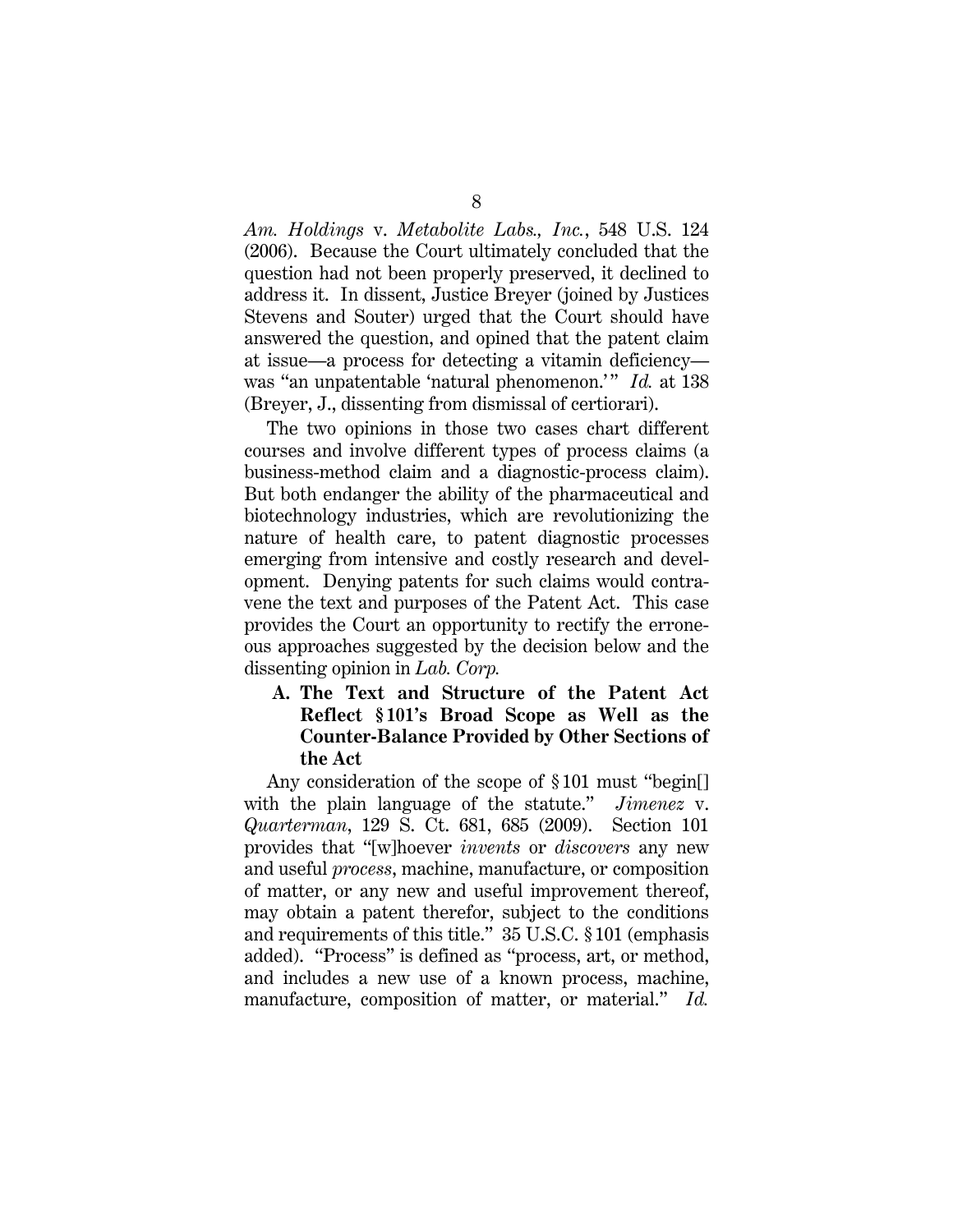*Am. Holdings* v. *Metabolite Labs., Inc.*, 548 U.S. 124 (2006). Because the Court ultimately concluded that the question had not been properly preserved, it declined to address it. In dissent, Justice Breyer (joined by Justices Stevens and Souter) urged that the Court should have answered the question, and opined that the patent claim at issue—a process for detecting a vitamin deficiency—was "an unpatentable 'natural phenomenon.'" *Id.* at 138 (Breyer, J., dissenting from dismissal of certiorari).

The two opinions in those two cases chart different courses and involve different types of process claims (a business-method claim and a diagnostic-process claim). But both endanger the ability of the pharmaceutical and biotechnology industries, which are revolutionizing the nature of health care, to patent diagnostic processes emerging from intensive and costly research and development. Denying patents for such claims would contravene the text and purposes of the Patent Act. This case provides the Court an opportunity to rectify the erroneous approaches suggested by the decision below and the dissenting opinion in *Lab. Corp.*

### A. The Text and Structure of the Patent Act Reflect § 101's Broad Scope as Well as the Counter-Balance Provided by Other Sections of the Act

Any consideration of the scope of § 101 must "begin[] with the plain language of the statute." *Jimenez* v. *Quarterman*, 129 S. Ct. 681, 685 (2009). Section 101 provides that "[w]hoever *invents* or *discovers* any new and useful *process*, machine, manufacture, or composition of matter, or any new and useful improvement thereof, may obtain a patent therefor, subject to the conditions and requirements of this title." 35 U.S.C. § 101 (emphasis added). "Process" is defined as "process, art, or method, and includes a new use of a known process, machine, manufacture, composition of matter, or material." *Id.*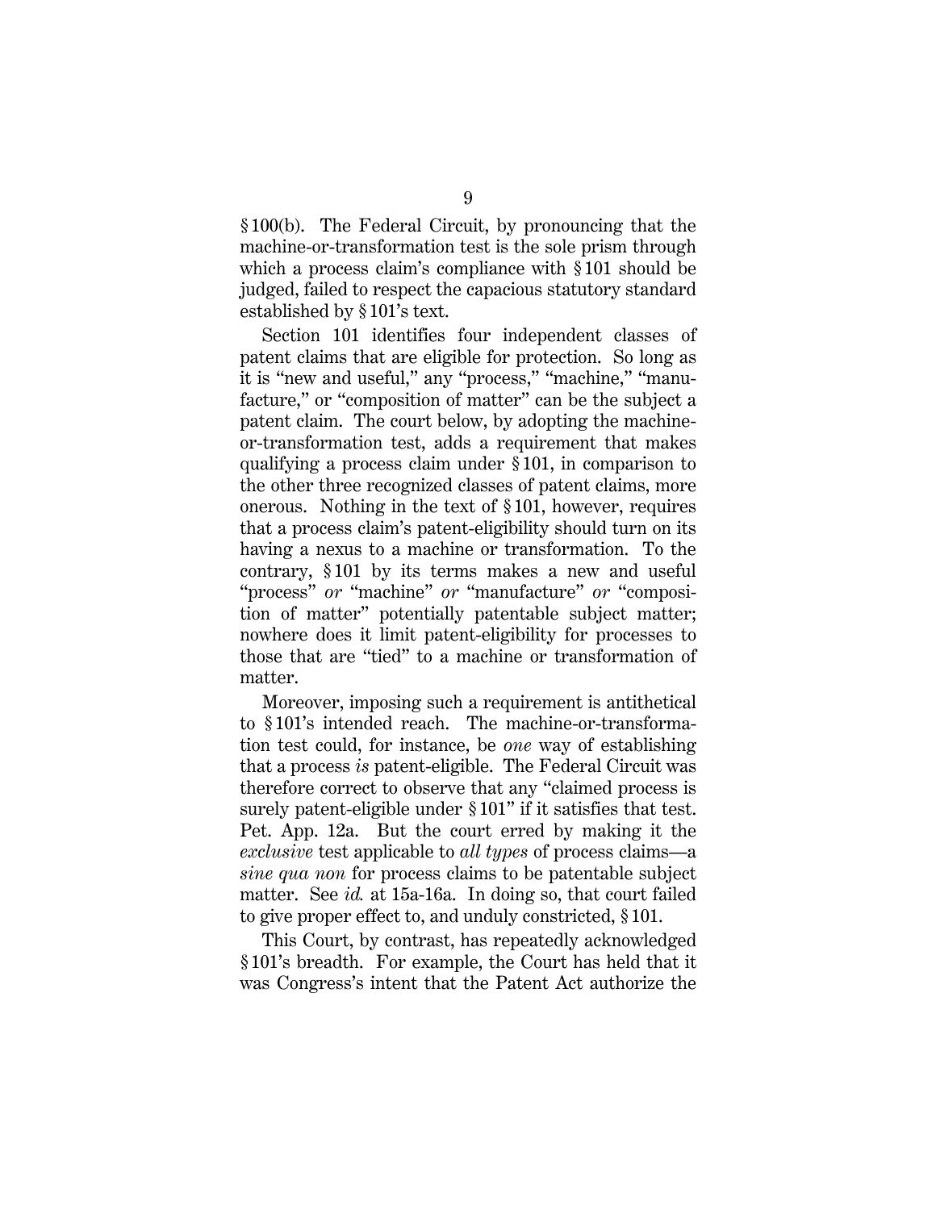§ 100(b). The Federal Circuit, by pronouncing that the machine-or-transformation test is the sole prism through which a process claim's compliance with § 101 should be judged, failed to respect the capacious statutory standard established by § 101's text.

Section 101 identifies four independent classes of patent claims that are eligible for protection. So long as it is "new and useful," any "process," "machine," "manufacture," or "composition of matter" can be the subject a patent claim. The court below, by adopting the machine-or-transformation test, adds a requirement that makes qualifying a process claim under § 101, in comparison to the other three recognized classes of patent claims, more onerous. Nothing in the text of § 101, however, requires that a process claim's patent-eligibility should turn on its having a nexus to a machine or transformation. To the contrary, § 101 by its terms makes a new and useful "process" *or* "machine" *or* "manufacture" *or* "composition of matter" potentially patentable subject matter; nowhere does it limit patent-eligibility for processes to those that are "tied" to a machine or transformation of matter.

Moreover, imposing such a requirement is antithetical to § 101's intended reach. The machine-or-transformation test could, for instance, be *one* way of establishing that a process *is* patent-eligible. The Federal Circuit was therefore correct to observe that any "claimed process is surely patent-eligible under § 101" if it satisfies that test. Pet. App. 12a. But the court erred by making it the *exclusive* test applicable to *all types* of process claims—a *sine qua non* for process claims to be patentable subject matter. See *id.* at 15a-16a. In doing so, that court failed to give proper effect to, and unduly constricted, § 101.

This Court, by contrast, has repeatedly acknowledged § 101's breadth. For example, the Court has held that it was Congress's intent that the Patent Act authorize the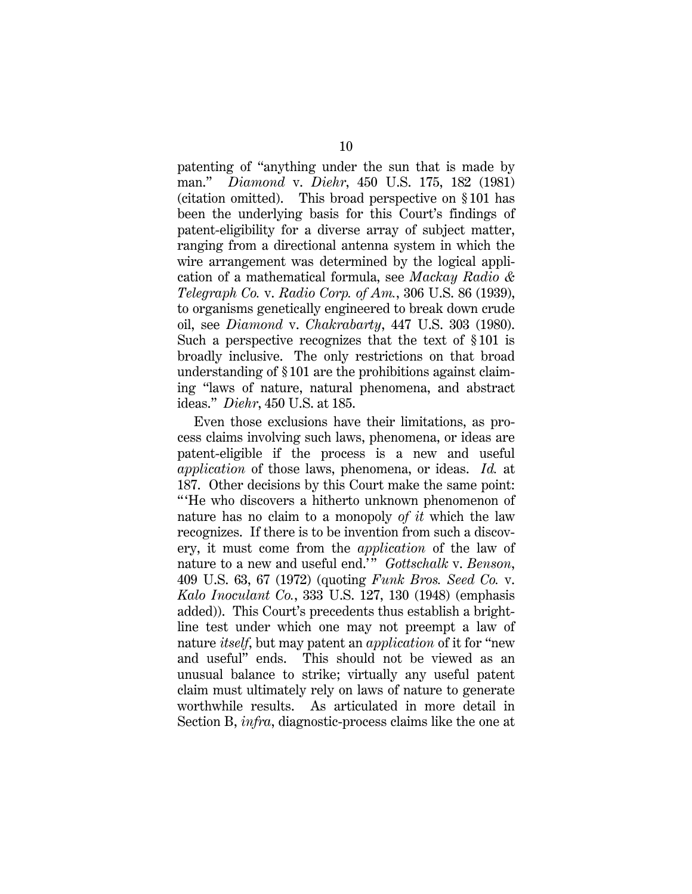patenting of "anything under the sun that is made by man." *Diamond* v. *Diehr*, 450 U.S. 175, 182 (1981) (citation omitted). This broad perspective on § 101 has been the underlying basis for this Court's findings of patent-eligibility for a diverse array of subject matter, ranging from a directional antenna system in which the wire arrangement was determined by the logical application of a mathematical formula, see *Mackay Radio & Telegraph Co.* v. *Radio Corp. of Am.*, 306 U.S. 86 (1939), to organisms genetically engineered to break down crude oil, see *Diamond* v. *Chakrabarty*, 447 U.S. 303 (1980). Such a perspective recognizes that the text of § 101 is broadly inclusive. The only restrictions on that broad understanding of § 101 are the prohibitions against claiming "laws of nature, natural phenomena, and abstract ideas." *Diehr*, 450 U.S. at 185.

Even those exclusions have their limitations, as process claims involving such laws, phenomena, or ideas are patent-eligible if the process is a new and useful *application* of those laws, phenomena, or ideas. *Id.* at 187. Other decisions by this Court make the same point: "'He who discovers a hitherto unknown phenomenon of nature has no claim to a monopoly *of it* which the law recognizes. If there is to be invention from such a discovery, it must come from the *application* of the law of nature to a new and useful end.'" *Gottschalk* v. *Benson*, 409 U.S. 63, 67 (1972) (quoting *Funk Bros. Seed Co.* v. *Kalo Inoculant Co.*, 333 U.S. 127, 130 (1948) (emphasis added)). This Court's precedents thus establish a bright-line test under which one may not preempt a law of nature *itself*, but may patent an *application* of it for "new and useful" ends. This should not be viewed as an unusual balance to strike; virtually any useful patent claim must ultimately rely on laws of nature to generate worthwhile results. As articulated in more detail in Section B, *infra*, diagnostic-process claims like the one at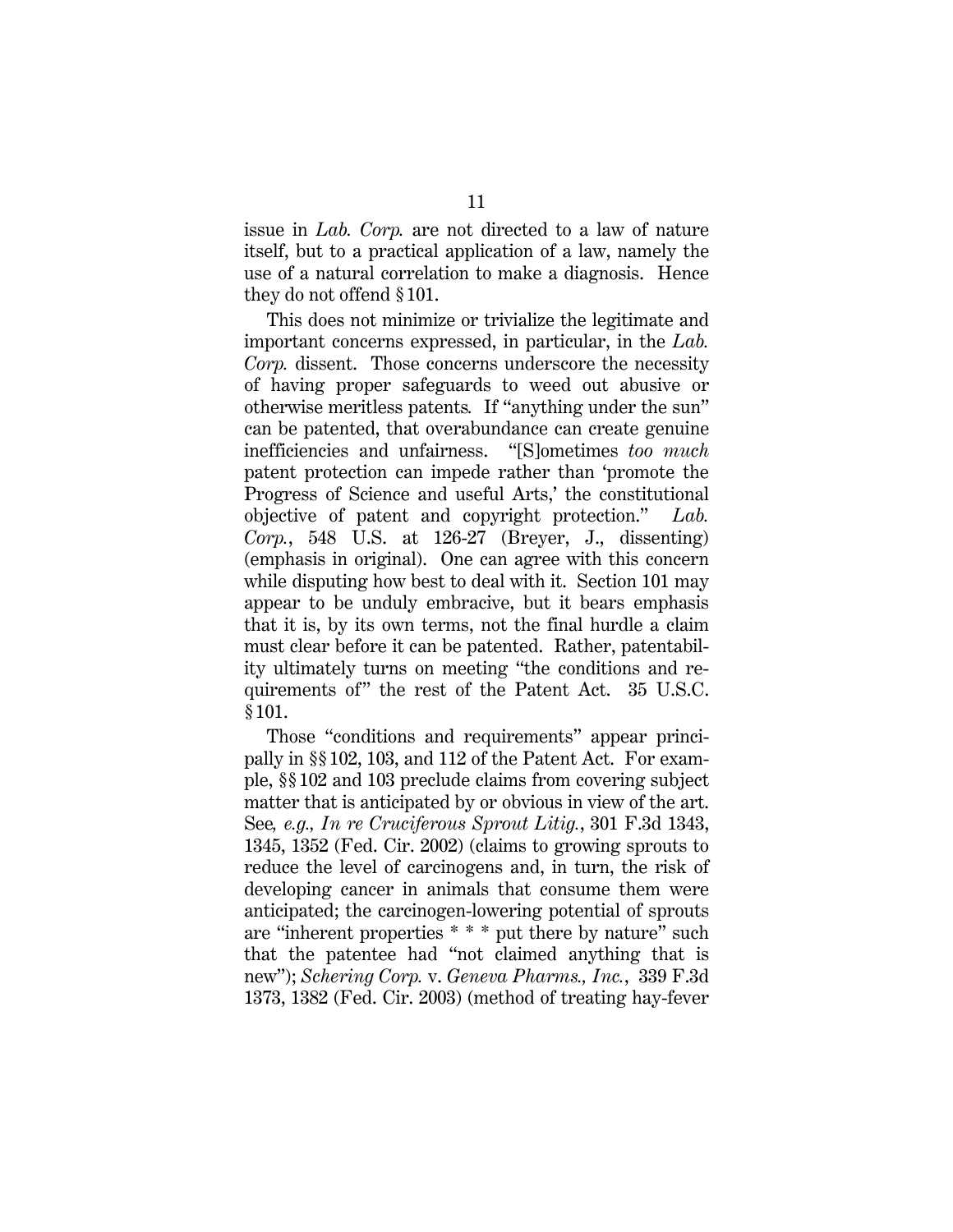issue in *Lab. Corp.* are not directed to a law of nature itself, but to a practical application of a law, namely the use of a natural correlation to make a diagnosis. Hence they do not offend § 101.

This does not minimize or trivialize the legitimate and important concerns expressed, in particular, in the *Lab. Corp.* dissent. Those concerns underscore the necessity of having proper safeguards to weed out abusive or otherwise meritless patents. If "anything under the sun" can be patented, that overabundance can create genuine inefficiencies and unfairness. "[S]ometimes *too much* patent protection can impede rather than 'promote the Progress of Science and useful Arts,' the constitutional objective of patent and copyright protection." *Lab. Corp.*, 548 U.S. at 126-27 (Breyer, J., dissenting) (emphasis in original). One can agree with this concern while disputing how best to deal with it. Section 101 may appear to be unduly embracive, but it bears emphasis that it is, by its own terms, not the final hurdle a claim must clear before it can be patented. Rather, patentability ultimately turns on meeting "the conditions and requirements of" the rest of the Patent Act. 35 U.S.C. § 101.

Those "conditions and requirements" appear principally in §§ 102, 103, and 112 of the Patent Act. For example, §§ 102 and 103 preclude claims from covering subject matter that is anticipated by or obvious in view of the art. See, *e.g.*, *In re Cruciferous Sprout Litig.*, 301 F.3d 1343, 1345, 1352 (Fed. Cir. 2002) (claims to growing sprouts to reduce the level of carcinogens and, in turn, the risk of developing cancer in animals that consume them were anticipated; the carcinogen-lowering potential of sprouts are "inherent properties * * * put there by nature" such that the patentee had "not claimed anything that is new"); *Schering Corp.* v. *Geneva Pharms., Inc.*, 339 F.3d 1373, 1382 (Fed. Cir. 2003) (method of treating hay-fever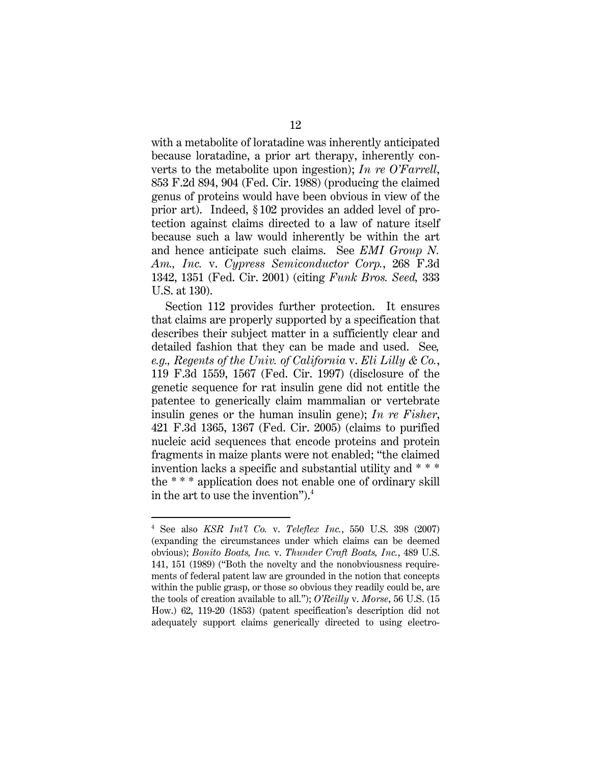with a metabolite of loratadine was inherently anticipated because loratadine, a prior art therapy, inherently converts to the metabolite upon ingestion); *In re O'Farrell*, 853 F.2d 894, 904 (Fed. Cir. 1988) (producing the claimed genus of proteins would have been obvious in view of the prior art). Indeed, § 102 provides an added level of protection against claims directed to a law of nature itself because such a law would inherently be within the art and hence anticipate such claims. See *EMI Group N. Am., Inc.* v. *Cypress Semiconductor Corp.*, 268 F.3d 1342, 1351 (Fed. Cir. 2001) (citing *Funk Bros. Seed,* 333 U.S. at 130).

Section 112 provides further protection. It ensures that claims are properly supported by a specification that describes their subject matter in a sufficiently clear and detailed fashion that they can be made and used. See*, e.g., Regents of the Univ. of California* v. *Eli Lilly & Co.*, 119 F.3d 1559, 1567 (Fed. Cir. 1997) (disclosure of the genetic sequence for rat insulin gene did not entitle the patentee to generically claim mammalian or vertebrate insulin genes or the human insulin gene); *In re Fisher*, 421 F.3d 1365, 1367 (Fed. Cir. 2005) (claims to purified nucleic acid sequences that encode proteins and protein fragments in maize plants were not enabled; "the claimed invention lacks a specific and substantial utility and * * * the * * * application does not enable one of ordinary skill in the art to use the invention").[4]

---

[4] See also *KSR Int'l Co.* v. *Teleflex Inc.*, 550 U.S. 398 (2007) (expanding the circumstances under which claims can be deemed obvious); *Bonito Boats, Inc.* v. *Thunder Craft Boats, Inc.*, 489 U.S. 141, 151 (1989) ("Both the novelty and the nonobviousness requirements of federal patent law are grounded in the notion that concepts within the public grasp, or those so obvious they readily could be, are the tools of creation available to all."); *O'Reilly* v. *Morse*, 56 U.S. (15 How.) 62, 119-20 (1853) (patent specification's description did not adequately support claims generically directed to using electro-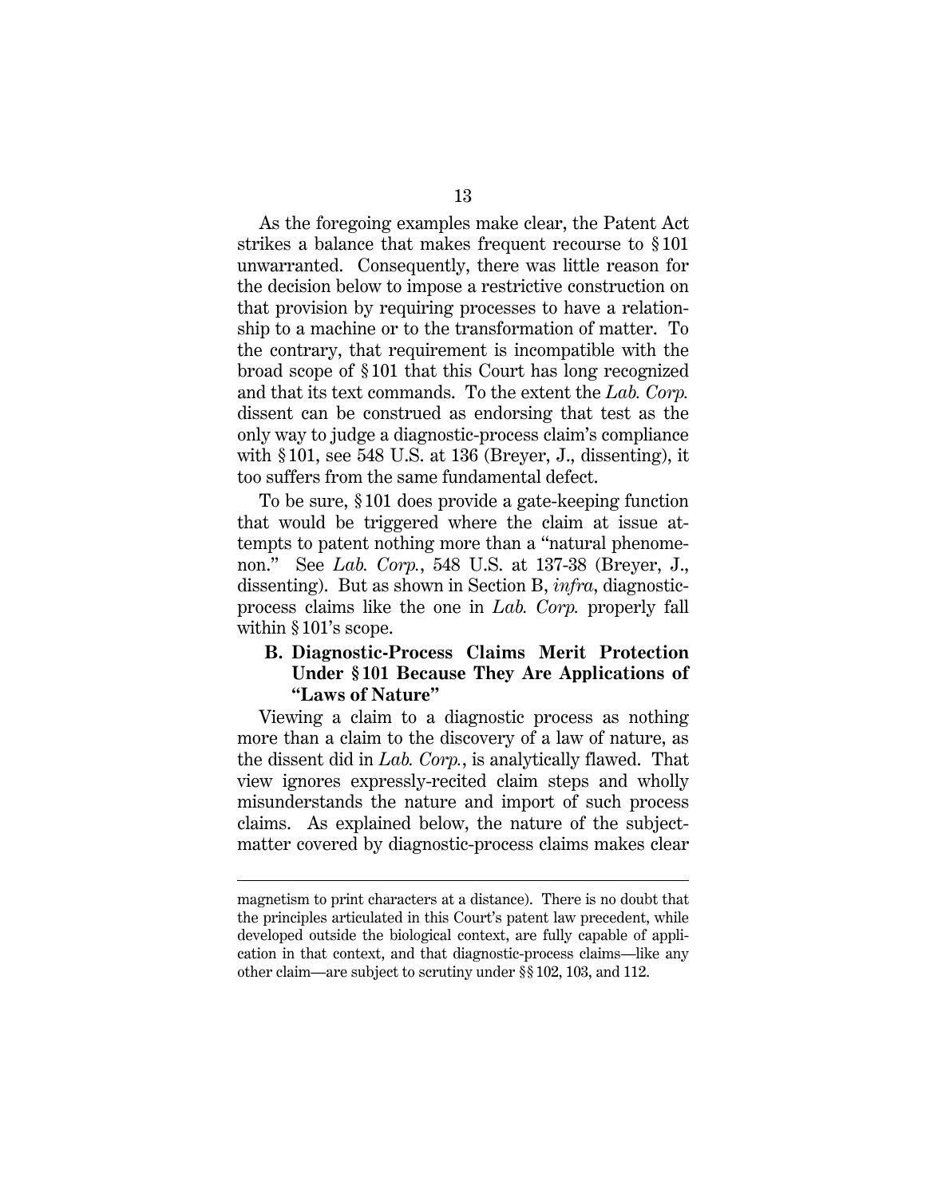As the foregoing examples make clear, the Patent Act strikes a balance that makes frequent recourse to § 101 unwarranted. Consequently, there was little reason for the decision below to impose a restrictive construction on that provision by requiring processes to have a relationship to a machine or to the transformation of matter. To the contrary, that requirement is incompatible with the broad scope of § 101 that this Court has long recognized and that its text commands. To the extent the *Lab. Corp.* dissent can be construed as endorsing that test as the only way to judge a diagnostic-process claim's compliance with § 101, see 548 U.S. at 136 (Breyer, J., dissenting), it too suffers from the same fundamental defect.

To be sure, § 101 does provide a gate-keeping function that would be triggered where the claim at issue attempts to patent nothing more than a "natural phenomenon." See *Lab. Corp.*, 548 U.S. at 137-38 (Breyer, J., dissenting). But as shown in Section B, *infra*, diagnostic-process claims like the one in *Lab. Corp.* properly fall within § 101's scope.

### B. Diagnostic-Process Claims Merit Protection Under § 101 Because They Are Applications of "Laws of Nature"

Viewing a claim to a diagnostic process as nothing more than a claim to the discovery of a law of nature, as the dissent did in *Lab. Corp.*, is analytically flawed. That view ignores expressly-recited claim steps and wholly misunderstands the nature and import of such process claims. As explained below, the nature of the subject-matter covered by diagnostic-process claims makes clear

---

magnetism to print characters at a distance). There is no doubt that the principles articulated in this Court's patent law precedent, while developed outside the biological context, are fully capable of application in that context, and that diagnostic-process claims—like any other claim—are subject to scrutiny under §§ 102, 103, and 112.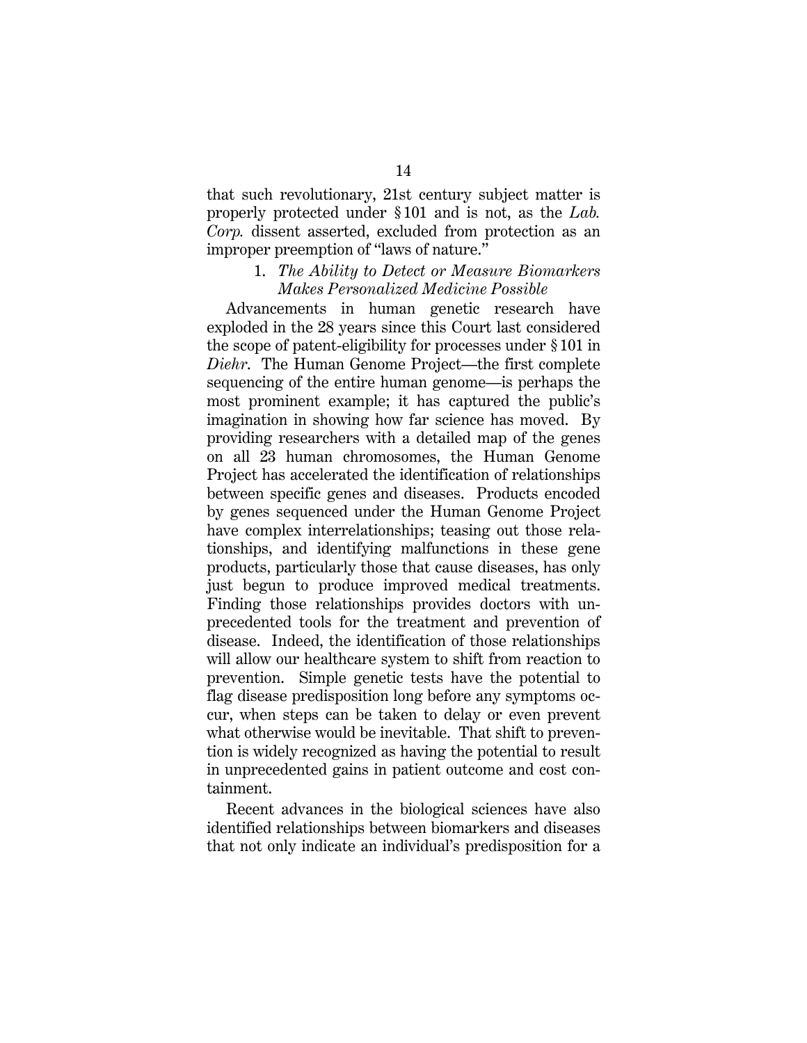that such revolutionary, 21st century subject matter is properly protected under § 101 and is not, as the *Lab. Corp.* dissent asserted, excluded from protection as an improper preemption of "laws of nature."

1. *The Ability to Detect or Measure Biomarkers Makes Personalized Medicine Possible*

Advancements in human genetic research have exploded in the 28 years since this Court last considered the scope of patent-eligibility for processes under § 101 in *Diehr*. The Human Genome Project—the first complete sequencing of the entire human genome—is perhaps the most prominent example; it has captured the public's imagination in showing how far science has moved. By providing researchers with a detailed map of the genes on all 23 human chromosomes, the Human Genome Project has accelerated the identification of relationships between specific genes and diseases. Products encoded by genes sequenced under the Human Genome Project have complex interrelationships; teasing out those relationships, and identifying malfunctions in these gene products, particularly those that cause diseases, has only just begun to produce improved medical treatments. Finding those relationships provides doctors with unprecedented tools for the treatment and prevention of disease. Indeed, the identification of those relationships will allow our healthcare system to shift from reaction to prevention. Simple genetic tests have the potential to flag disease predisposition long before any symptoms occur, when steps can be taken to delay or even prevent what otherwise would be inevitable. That shift to prevention is widely recognized as having the potential to result in unprecedented gains in patient outcome and cost containment.

Recent advances in the biological sciences have also identified relationships between biomarkers and diseases that not only indicate an individual's predisposition for a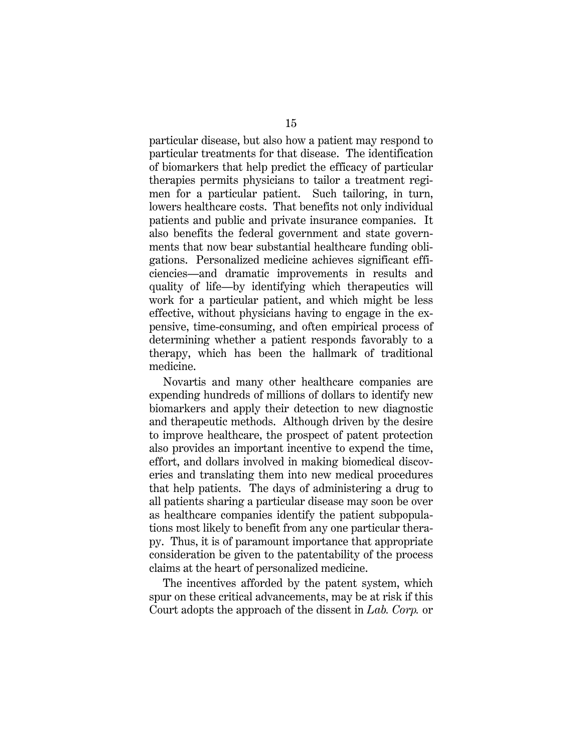particular disease, but also how a patient may respond to particular treatments for that disease. The identification of biomarkers that help predict the efficacy of particular therapies permits physicians to tailor a treatment regimen for a particular patient. Such tailoring, in turn, lowers healthcare costs. That benefits not only individual patients and public and private insurance companies. It also benefits the federal government and state governments that now bear substantial healthcare funding obligations. Personalized medicine achieves significant efficiencies—and dramatic improvements in results and quality of life—by identifying which therapeutics will work for a particular patient, and which might be less effective, without physicians having to engage in the expensive, time-consuming, and often empirical process of determining whether a patient responds favorably to a therapy, which has been the hallmark of traditional medicine.

Novartis and many other healthcare companies are expending hundreds of millions of dollars to identify new biomarkers and apply their detection to new diagnostic and therapeutic methods. Although driven by the desire to improve healthcare, the prospect of patent protection also provides an important incentive to expend the time, effort, and dollars involved in making biomedical discoveries and translating them into new medical procedures that help patients. The days of administering a drug to all patients sharing a particular disease may soon be over as healthcare companies identify the patient subpopulations most likely to benefit from any one particular therapy. Thus, it is of paramount importance that appropriate consideration be given to the patentability of the process claims at the heart of personalized medicine.

The incentives afforded by the patent system, which spur on these critical advancements, may be at risk if this Court adopts the approach of the dissent in *Lab. Corp.* or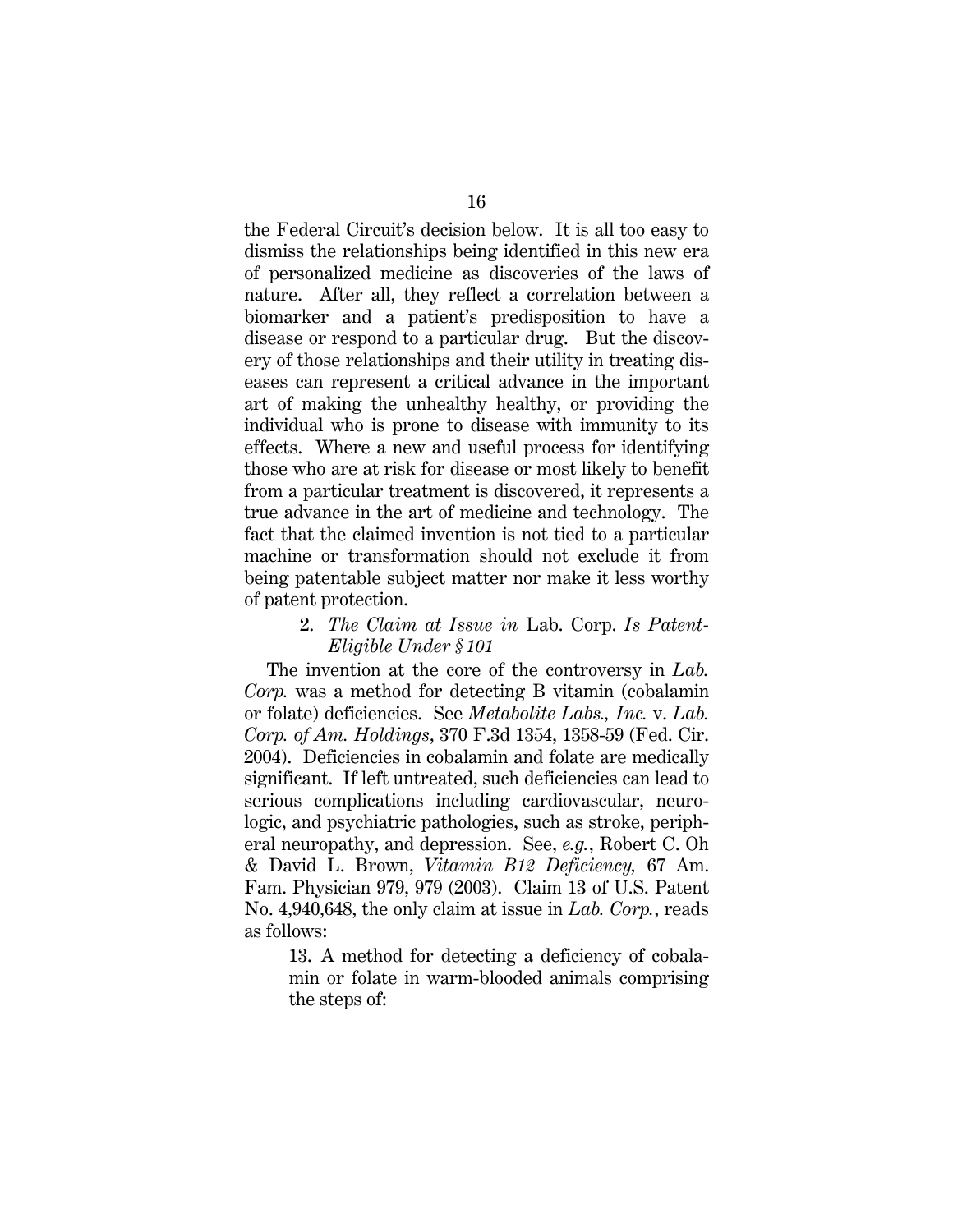the Federal Circuit's decision below. It is all too easy to dismiss the relationships being identified in this new era of personalized medicine as discoveries of the laws of nature. After all, they reflect a correlation between a biomarker and a patient's predisposition to have a disease or respond to a particular drug. But the discovery of those relationships and their utility in treating diseases can represent a critical advance in the important art of making the unhealthy healthy, or providing the individual who is prone to disease with immunity to its effects. Where a new and useful process for identifying those who are at risk for disease or most likely to benefit from a particular treatment is discovered, it represents a true advance in the art of medicine and technology. The fact that the claimed invention is not tied to a particular machine or transformation should not exclude it from being patentable subject matter nor make it less worthy of patent protection.

### 2. *The Claim at Issue in* Lab. Corp. *Is Patent-Eligible Under § 101*

The invention at the core of the controversy in *Lab. Corp.* was a method for detecting B vitamin (cobalamin or folate) deficiencies. See *Metabolite Labs., Inc.* v. *Lab. Corp. of Am. Holdings*, 370 F.3d 1354, 1358-59 (Fed. Cir. 2004). Deficiencies in cobalamin and folate are medically significant. If left untreated, such deficiencies can lead to serious complications including cardiovascular, neurologic, and psychiatric pathologies, such as stroke, peripheral neuropathy, and depression. See, *e.g.*, Robert C. Oh & David L. Brown, *Vitamin B12 Deficiency,* 67 Am. Fam. Physician 979, 979 (2003). Claim 13 of U.S. Patent No. 4,940,648, the only claim at issue in *Lab. Corp.*, reads as follows:

> 13. A method for detecting a deficiency of cobalamin or folate in warm-blooded animals comprising the steps of: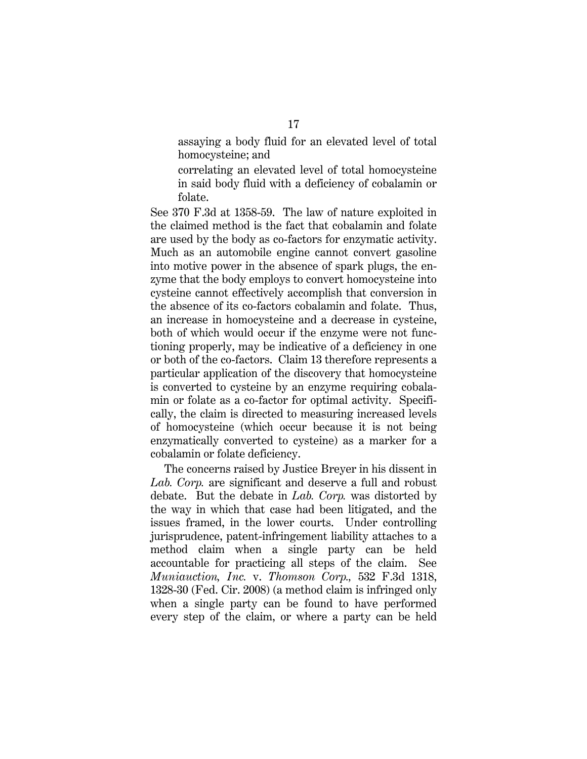> assaying a body fluid for an elevated level of total homocysteine; and
>
> correlating an elevated level of total homocysteine in said body fluid with a deficiency of cobalamin or folate.

See 370 F.3d at 1358-59. The law of nature exploited in the claimed method is the fact that cobalamin and folate are used by the body as co-factors for enzymatic activity. Much as an automobile engine cannot convert gasoline into motive power in the absence of spark plugs, the enzyme that the body employs to convert homocysteine into cysteine cannot effectively accomplish that conversion in the absence of its co-factors cobalamin and folate. Thus, an increase in homocysteine and a decrease in cysteine, both of which would occur if the enzyme were not functioning properly, may be indicative of a deficiency in one or both of the co-factors. Claim 13 therefore represents a particular application of the discovery that homocysteine is converted to cysteine by an enzyme requiring cobalamin or folate as a co-factor for optimal activity. Specifically, the claim is directed to measuring increased levels of homocysteine (which occur because it is not being enzymatically converted to cysteine) as a marker for a cobalamin or folate deficiency.

The concerns raised by Justice Breyer in his dissent in *Lab. Corp.* are significant and deserve a full and robust debate. But the debate in *Lab. Corp.* was distorted by the way in which that case had been litigated, and the issues framed, in the lower courts. Under controlling jurisprudence, patent-infringement liability attaches to a method claim when a single party can be held accountable for practicing all steps of the claim. See *Muniauction, Inc.* v. *Thomson Corp.,* 532 F.3d 1318, 1328-30 (Fed. Cir. 2008) (a method claim is infringed only when a single party can be found to have performed every step of the claim, or where a party can be held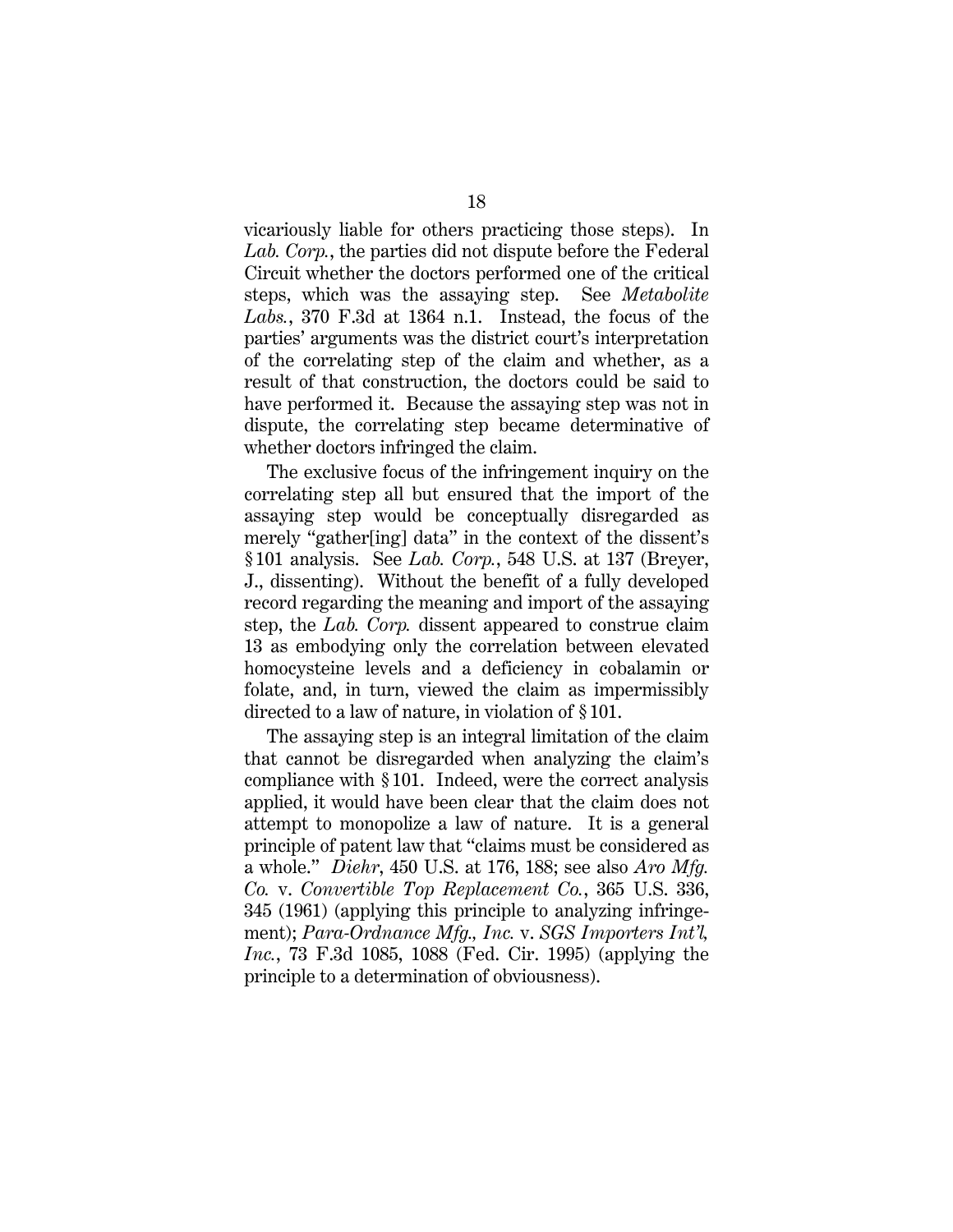vicariously liable for others practicing those steps). In *Lab. Corp.*, the parties did not dispute before the Federal Circuit whether the doctors performed one of the critical steps, which was the assaying step. See *Metabolite Labs.*, 370 F.3d at 1364 n.1. Instead, the focus of the parties' arguments was the district court's interpretation of the correlating step of the claim and whether, as a result of that construction, the doctors could be said to have performed it. Because the assaying step was not in dispute, the correlating step became determinative of whether doctors infringed the claim.

The exclusive focus of the infringement inquiry on the correlating step all but ensured that the import of the assaying step would be conceptually disregarded as merely "gather[ing] data" in the context of the dissent's § 101 analysis. See *Lab. Corp.*, 548 U.S. at 137 (Breyer, J., dissenting). Without the benefit of a fully developed record regarding the meaning and import of the assaying step, the *Lab. Corp.* dissent appeared to construe claim 13 as embodying only the correlation between elevated homocysteine levels and a deficiency in cobalamin or folate, and, in turn, viewed the claim as impermissibly directed to a law of nature, in violation of § 101.

The assaying step is an integral limitation of the claim that cannot be disregarded when analyzing the claim's compliance with § 101. Indeed, were the correct analysis applied, it would have been clear that the claim does not attempt to monopolize a law of nature. It is a general principle of patent law that "claims must be considered as a whole." *Diehr*, 450 U.S. at 176, 188; see also *Aro Mfg. Co.* v. *Convertible Top Replacement Co.*, 365 U.S. 336, 345 (1961) (applying this principle to analyzing infringement); *Para-Ordnance Mfg., Inc.* v. *SGS Importers Int'l, Inc.*, 73 F.3d 1085, 1088 (Fed. Cir. 1995) (applying the principle to a determination of obviousness).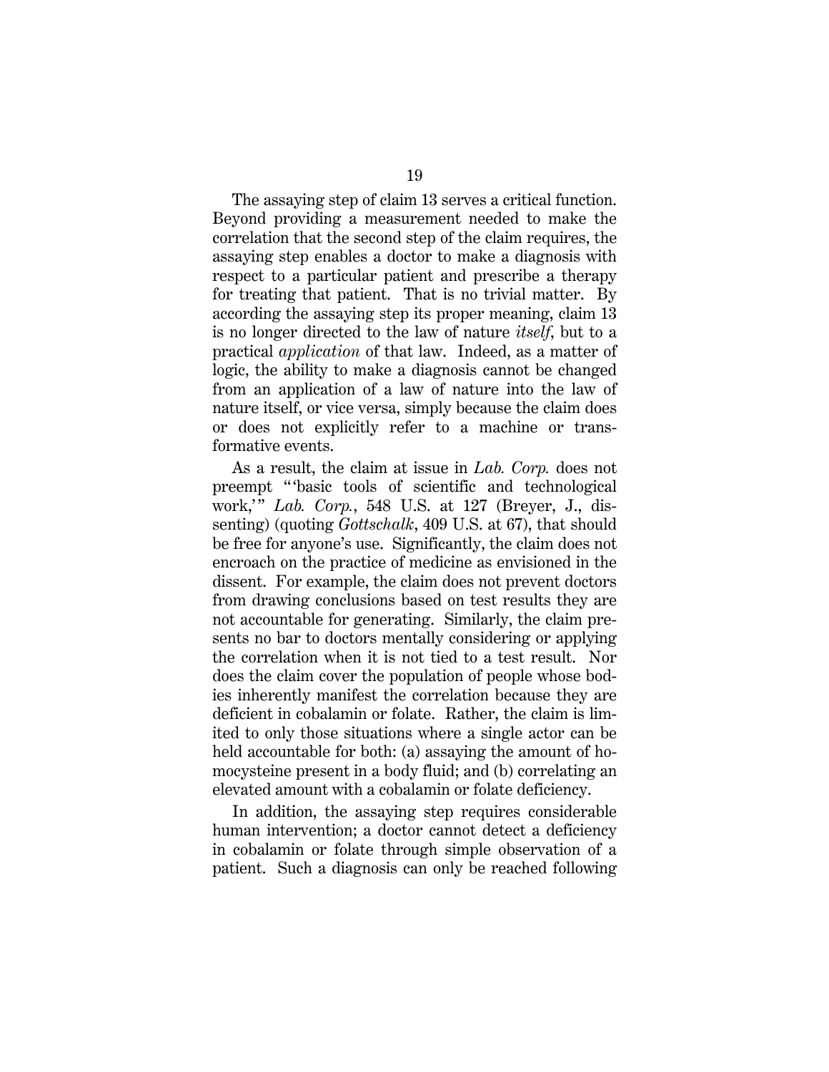The assaying step of claim 13 serves a critical function. Beyond providing a measurement needed to make the correlation that the second step of the claim requires, the assaying step enables a doctor to make a diagnosis with respect to a particular patient and prescribe a therapy for treating that patient. That is no trivial matter. By according the assaying step its proper meaning, claim 13 is no longer directed to the law of nature *itself*, but to a practical *application* of that law. Indeed, as a matter of logic, the ability to make a diagnosis cannot be changed from an application of a law of nature into the law of nature itself, or vice versa, simply because the claim does or does not explicitly refer to a machine or transformative events.

As a result, the claim at issue in *Lab. Corp.* does not preempt "'basic tools of scientific and technological work,'" *Lab. Corp.*, 548 U.S. at 127 (Breyer, J., dissenting) (quoting *Gottschalk*, 409 U.S. at 67), that should be free for anyone's use. Significantly, the claim does not encroach on the practice of medicine as envisioned in the dissent. For example, the claim does not prevent doctors from drawing conclusions based on test results they are not accountable for generating. Similarly, the claim presents no bar to doctors mentally considering or applying the correlation when it is not tied to a test result. Nor does the claim cover the population of people whose bodies inherently manifest the correlation because they are deficient in cobalamin or folate. Rather, the claim is limited to only those situations where a single actor can be held accountable for both: (a) assaying the amount of homocysteine present in a body fluid; and (b) correlating an elevated amount with a cobalamin or folate deficiency.

In addition, the assaying step requires considerable human intervention; a doctor cannot detect a deficiency in cobalamin or folate through simple observation of a patient. Such a diagnosis can only be reached following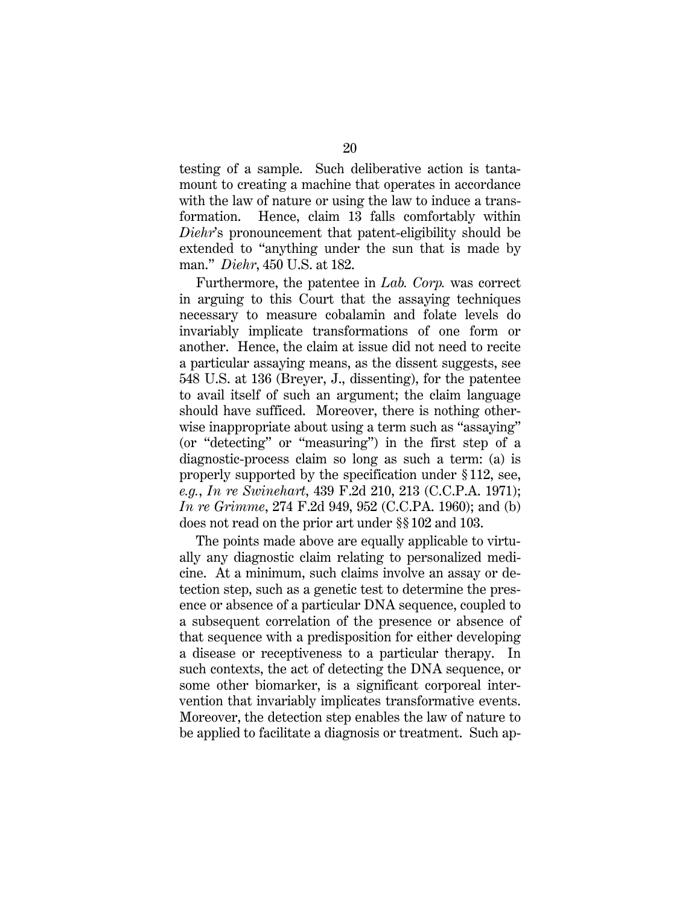testing of a sample. Such deliberative action is tantamount to creating a machine that operates in accordance with the law of nature or using the law to induce a transformation. Hence, claim 13 falls comfortably within *Diehr*'s pronouncement that patent-eligibility should be extended to "anything under the sun that is made by man." *Diehr*, 450 U.S. at 182.

Furthermore, the patentee in *Lab. Corp.* was correct in arguing to this Court that the assaying techniques necessary to measure cobalamin and folate levels do invariably implicate transformations of one form or another. Hence, the claim at issue did not need to recite a particular assaying means, as the dissent suggests, see 548 U.S. at 136 (Breyer, J., dissenting), for the patentee to avail itself of such an argument; the claim language should have sufficed. Moreover, there is nothing otherwise inappropriate about using a term such as "assaying" (or "detecting" or "measuring") in the first step of a diagnostic-process claim so long as such a term: (a) is properly supported by the specification under § 112, see, *e.g.*, *In re Swinehart*, 439 F.2d 210, 213 (C.C.P.A. 1971); *In re Grimme*, 274 F.2d 949, 952 (C.C.PA. 1960); and (b) does not read on the prior art under §§ 102 and 103.

The points made above are equally applicable to virtually any diagnostic claim relating to personalized medicine. At a minimum, such claims involve an assay or detection step, such as a genetic test to determine the presence or absence of a particular DNA sequence, coupled to a subsequent correlation of the presence or absence of that sequence with a predisposition for either developing a disease or receptiveness to a particular therapy. In such contexts, the act of detecting the DNA sequence, or some other biomarker, is a significant corporeal intervention that invariably implicates transformative events. Moreover, the detection step enables the law of nature to be applied to facilitate a diagnosis or treatment. Such ap-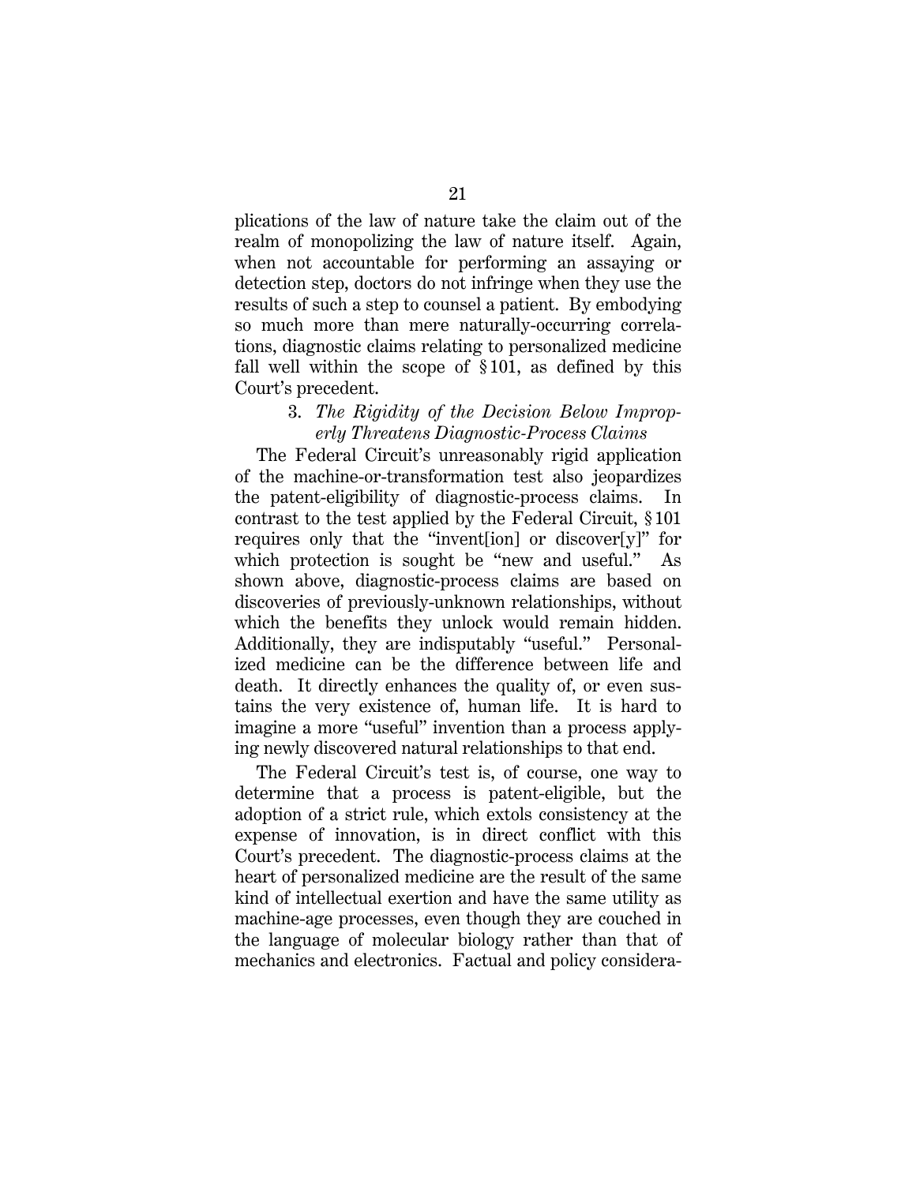plications of the law of nature take the claim out of the realm of monopolizing the law of nature itself. Again, when not accountable for performing an assaying or detection step, doctors do not infringe when they use the results of such a step to counsel a patient. By embodying so much more than mere naturally-occurring correlations, diagnostic claims relating to personalized medicine fall well within the scope of § 101, as defined by this Court's precedent.

### 3. *The Rigidity of the Decision Below Improperly Threatens Diagnostic-Process Claims*

The Federal Circuit's unreasonably rigid application of the machine-or-transformation test also jeopardizes the patent-eligibility of diagnostic-process claims. In contrast to the test applied by the Federal Circuit, § 101 requires only that the "invent[ion] or discover[y]" for which protection is sought be "new and useful." As shown above, diagnostic-process claims are based on discoveries of previously-unknown relationships, without which the benefits they unlock would remain hidden. Additionally, they are indisputably "useful." Personalized medicine can be the difference between life and death. It directly enhances the quality of, or even sustains the very existence of, human life. It is hard to imagine a more "useful" invention than a process applying newly discovered natural relationships to that end.

The Federal Circuit's test is, of course, one way to determine that a process is patent-eligible, but the adoption of a strict rule, which extols consistency at the expense of innovation, is in direct conflict with this Court's precedent. The diagnostic-process claims at the heart of personalized medicine are the result of the same kind of intellectual exertion and have the same utility as machine-age processes, even though they are couched in the language of molecular biology rather than that of mechanics and electronics. Factual and policy considera-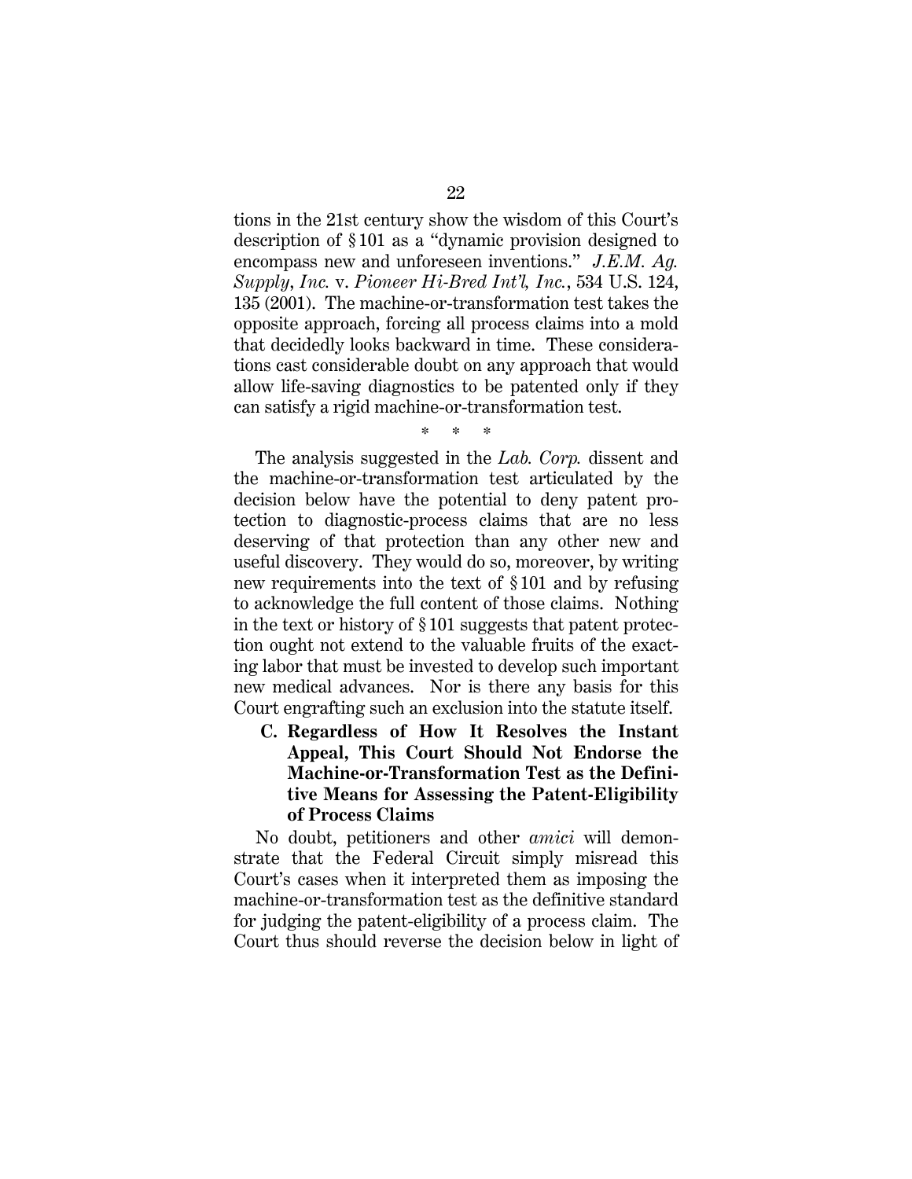tions in the 21st century show the wisdom of this Court's description of § 101 as a "dynamic provision designed to encompass new and unforeseen inventions." *J.E.M. Ag. Supply, Inc.* v. *Pioneer Hi-Bred Int'l, Inc.*, 534 U.S. 124, 135 (2001). The machine-or-transformation test takes the opposite approach, forcing all process claims into a mold that decidedly looks backward in time. These considerations cast considerable doubt on any approach that would allow life-saving diagnostics to be patented only if they can satisfy a rigid machine-or-transformation test.

\* \* \*

The analysis suggested in the *Lab. Corp.* dissent and the machine-or-transformation test articulated by the decision below have the potential to deny patent protection to diagnostic-process claims that are no less deserving of that protection than any other new and useful discovery. They would do so, moreover, by writing new requirements into the text of § 101 and by refusing to acknowledge the full content of those claims. Nothing in the text or history of § 101 suggests that patent protection ought not extend to the valuable fruits of the exacting labor that must be invested to develop such important new medical advances. Nor is there any basis for this Court engrafting such an exclusion into the statute itself.

### C. Regardless of How It Resolves the Instant Appeal, This Court Should Not Endorse the Machine-or-Transformation Test as the Definitive Means for Assessing the Patent-Eligibility of Process Claims

No doubt, petitioners and other *amici* will demonstrate that the Federal Circuit simply misread this Court's cases when it interpreted them as imposing the machine-or-transformation test as the definitive standard for judging the patent-eligibility of a process claim. The Court thus should reverse the decision below in light of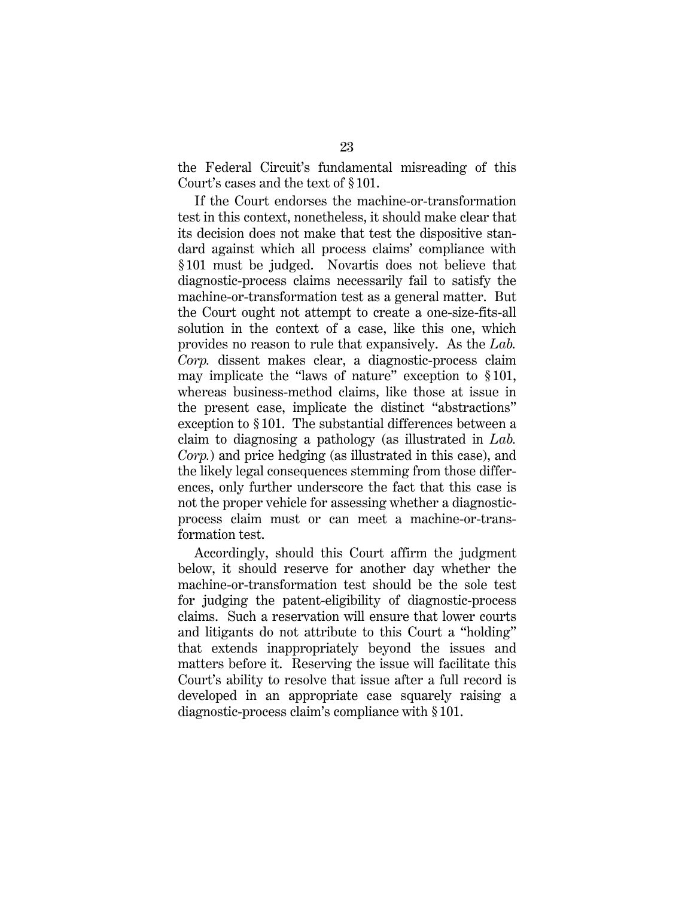the Federal Circuit's fundamental misreading of this Court's cases and the text of § 101.

If the Court endorses the machine-or-transformation test in this context, nonetheless, it should make clear that its decision does not make that test the dispositive standard against which all process claims' compliance with § 101 must be judged. Novartis does not believe that diagnostic-process claims necessarily fail to satisfy the machine-or-transformation test as a general matter. But the Court ought not attempt to create a one-size-fits-all solution in the context of a case, like this one, which provides no reason to rule that expansively. As the *Lab. Corp.* dissent makes clear, a diagnostic-process claim may implicate the "laws of nature" exception to § 101, whereas business-method claims, like those at issue in the present case, implicate the distinct "abstractions" exception to § 101. The substantial differences between a claim to diagnosing a pathology (as illustrated in *Lab. Corp.*) and price hedging (as illustrated in this case), and the likely legal consequences stemming from those differences, only further underscore the fact that this case is not the proper vehicle for assessing whether a diagnostic-process claim must or can meet a machine-or-transformation test.

Accordingly, should this Court affirm the judgment below, it should reserve for another day whether the machine-or-transformation test should be the sole test for judging the patent-eligibility of diagnostic-process claims. Such a reservation will ensure that lower courts and litigants do not attribute to this Court a "holding" that extends inappropriately beyond the issues and matters before it. Reserving the issue will facilitate this Court's ability to resolve that issue after a full record is developed in an appropriate case squarely raising a diagnostic-process claim's compliance with § 101.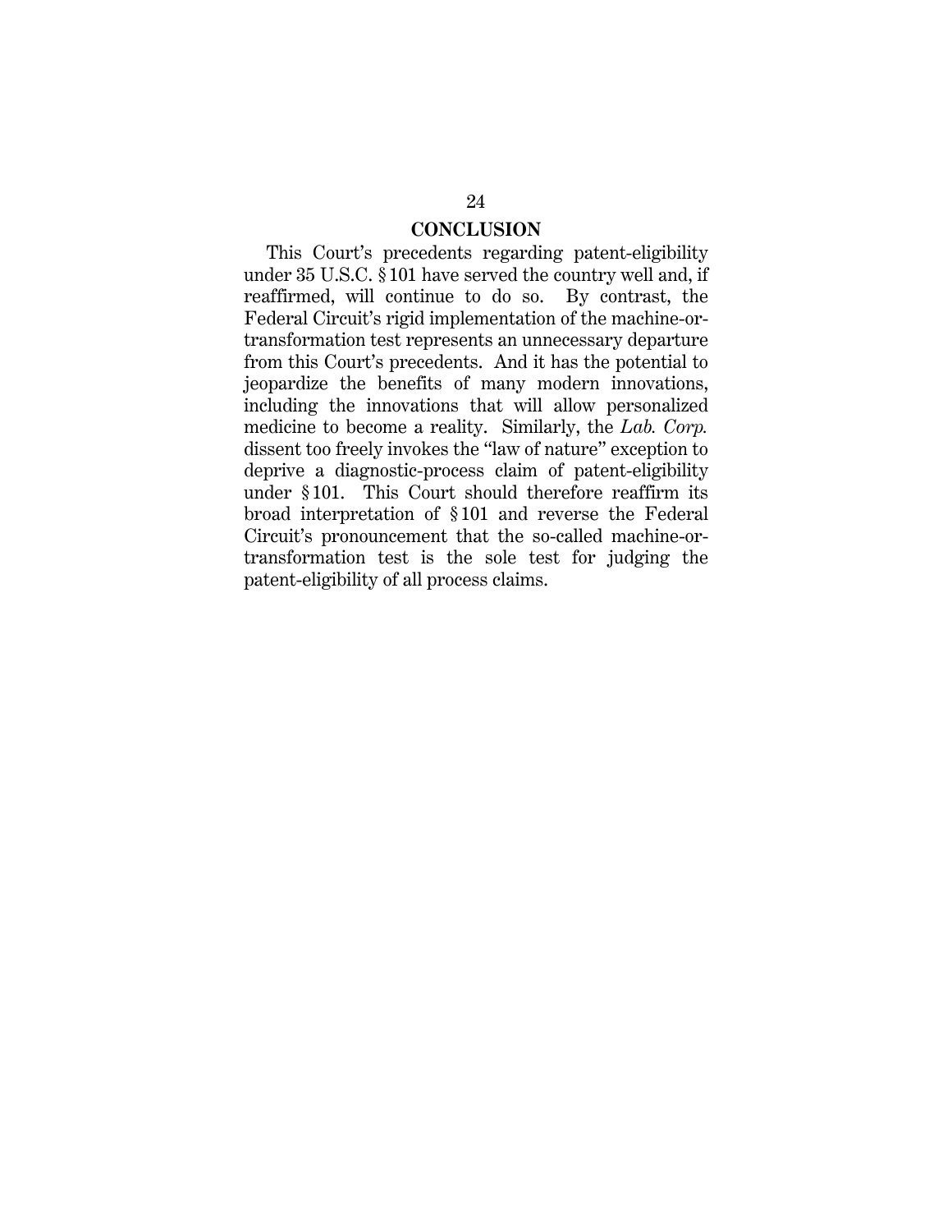## CONCLUSION

This Court's precedents regarding patent-eligibility under 35 U.S.C. § 101 have served the country well and, if reaffirmed, will continue to do so. By contrast, the Federal Circuit's rigid implementation of the machine-or-transformation test represents an unnecessary departure from this Court's precedents. And it has the potential to jeopardize the benefits of many modern innovations, including the innovations that will allow personalized medicine to become a reality. Similarly, the *Lab. Corp.* dissent too freely invokes the "law of nature" exception to deprive a diagnostic-process claim of patent-eligibility under § 101. This Court should therefore reaffirm its broad interpretation of § 101 and reverse the Federal Circuit's pronouncement that the so-called machine-or-transformation test is the sole test for judging the patent-eligibility of all process claims.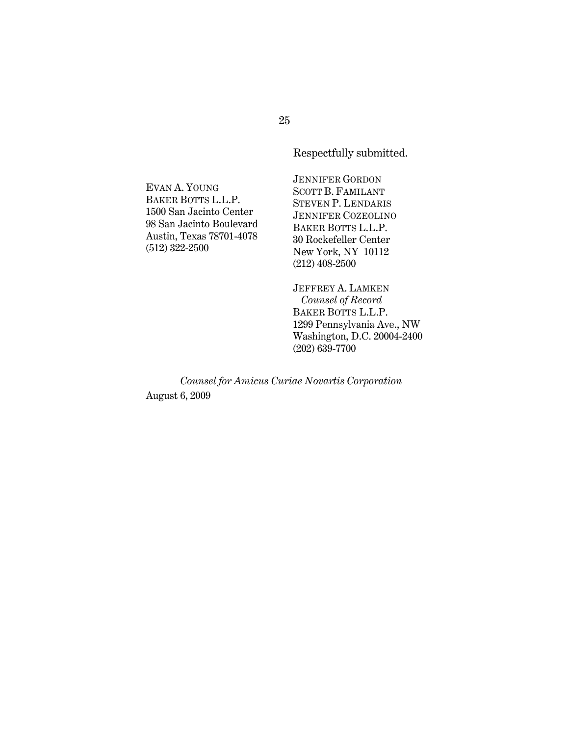Respectfully submitted.

EVAN A. YOUNG
BAKER BOTTS L.L.P.
1500 San Jacinto Center
98 San Jacinto Boulevard
Austin, Texas 78701-4078
(512) 322-2500

JENNIFER GORDON
SCOTT B. FAMILANT
STEVEN P. LENDARIS
JENNIFER COZEOLINO
BAKER BOTTS L.L.P.
30 Rockefeller Center
New York, NY 10112
(212) 408-2500

JEFFREY A. LAMKEN
*Counsel of Record*
BAKER BOTTS L.L.P.
1299 Pennsylvania Ave., NW
Washington, D.C. 20004-2400
(202) 639-7700

*Counsel for Amicus Curiae Novartis Corporation*

August 6, 2009